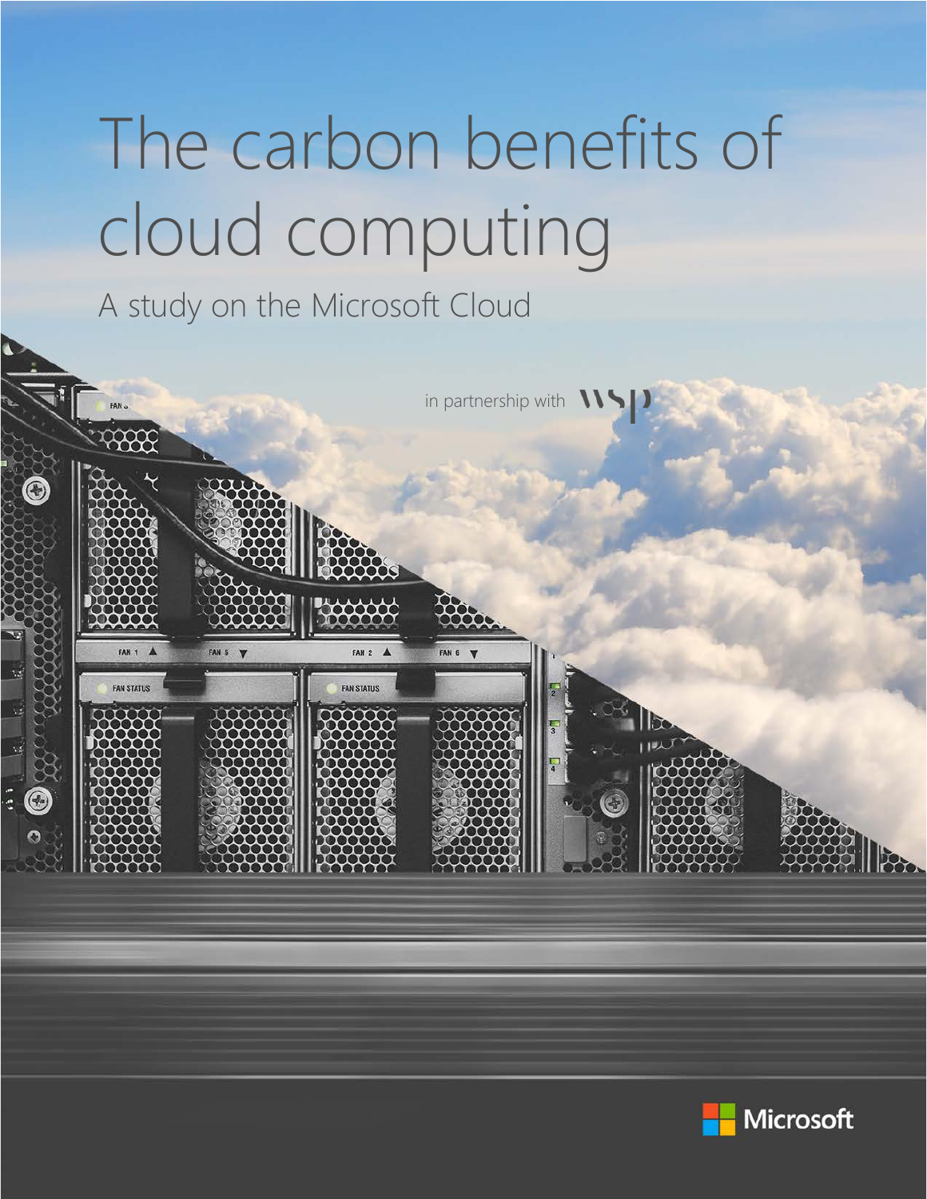# The carbon benefits of cloud computing

## A study on the Microsoft Cloud

in partnership with WSP

Microsoft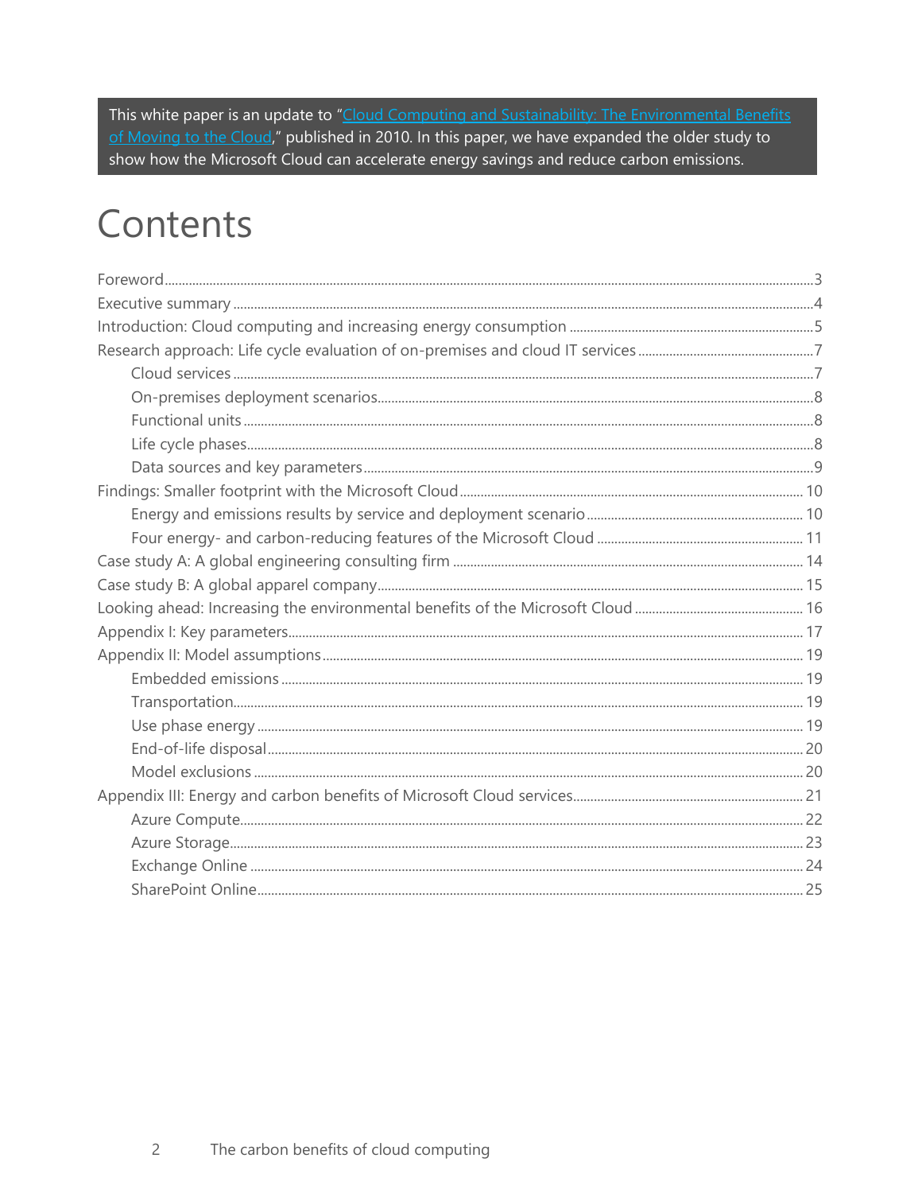This white paper is an update to "[Cloud Computing and Sustainability: The Environmental Benefits of Moving to the Cloud](#)," published in 2010. In this paper, we have expanded the older study to show how the Microsoft Cloud can accelerate energy savings and reduce carbon emissions.

# Contents

- Foreword ... 3
- Executive summary ... 4
- Introduction: Cloud computing and increasing energy consumption ... 5
- Research approach: Life cycle evaluation of on-premises and cloud IT services ... 7
  - Cloud services ... 7
  - On-premises deployment scenarios ... 8
  - Functional units ... 8
  - Life cycle phases ... 8
  - Data sources and key parameters ... 9
- Findings: Smaller footprint with the Microsoft Cloud ... 10
  - Energy and emissions results by service and deployment scenario ... 10
  - Four energy- and carbon-reducing features of the Microsoft Cloud ... 11
- Case study A: A global engineering consulting firm ... 14
- Case study B: A global apparel company ... 15
- Looking ahead: Increasing the environmental benefits of the Microsoft Cloud ... 16
- Appendix I: Key parameters ... 17
- Appendix II: Model assumptions ... 19
  - Embedded emissions ... 19
  - Transportation ... 19
  - Use phase energy ... 19
  - End-of-life disposal ... 20
  - Model exclusions ... 20
- Appendix III: Energy and carbon benefits of Microsoft Cloud services ... 21
  - Azure Compute ... 22
  - Azure Storage ... 23
  - Exchange Online ... 24
  - SharePoint Online ... 25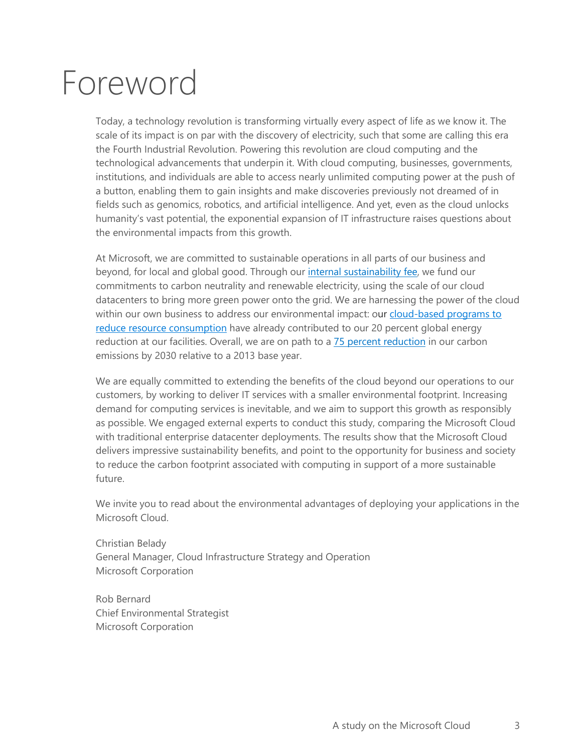# Foreword

Today, a technology revolution is transforming virtually every aspect of life as we know it. The scale of its impact is on par with the discovery of electricity, such that some are calling this era the Fourth Industrial Revolution. Powering this revolution are cloud computing and the technological advancements that underpin it. With cloud computing, businesses, governments, institutions, and individuals are able to access nearly unlimited computing power at the push of a button, enabling them to gain insights and make discoveries previously not dreamed of in fields such as genomics, robotics, and artificial intelligence. And yet, even as the cloud unlocks humanity's vast potential, the exponential expansion of IT infrastructure raises questions about the environmental impacts from this growth.

At Microsoft, we are committed to sustainable operations in all parts of our business and beyond, for local and global good. Through our internal sustainability fee, we fund our commitments to carbon neutrality and renewable electricity, using the scale of our cloud datacenters to bring more green power onto the grid. We are harnessing the power of the cloud within our own business to address our environmental impact: our cloud-based programs to reduce resource consumption have already contributed to our 20 percent global energy reduction at our facilities. Overall, we are on path to a 75 percent reduction in our carbon emissions by 2030 relative to a 2013 base year.

We are equally committed to extending the benefits of the cloud beyond our operations to our customers, by working to deliver IT services with a smaller environmental footprint. Increasing demand for computing services is inevitable, and we aim to support this growth as responsibly as possible. We engaged external experts to conduct this study, comparing the Microsoft Cloud with traditional enterprise datacenter deployments. The results show that the Microsoft Cloud delivers impressive sustainability benefits, and point to the opportunity for business and society to reduce the carbon footprint associated with computing in support of a more sustainable future.

We invite you to read about the environmental advantages of deploying your applications in the Microsoft Cloud.

Christian Belady
General Manager, Cloud Infrastructure Strategy and Operation
Microsoft Corporation

Rob Bernard
Chief Environmental Strategist
Microsoft Corporation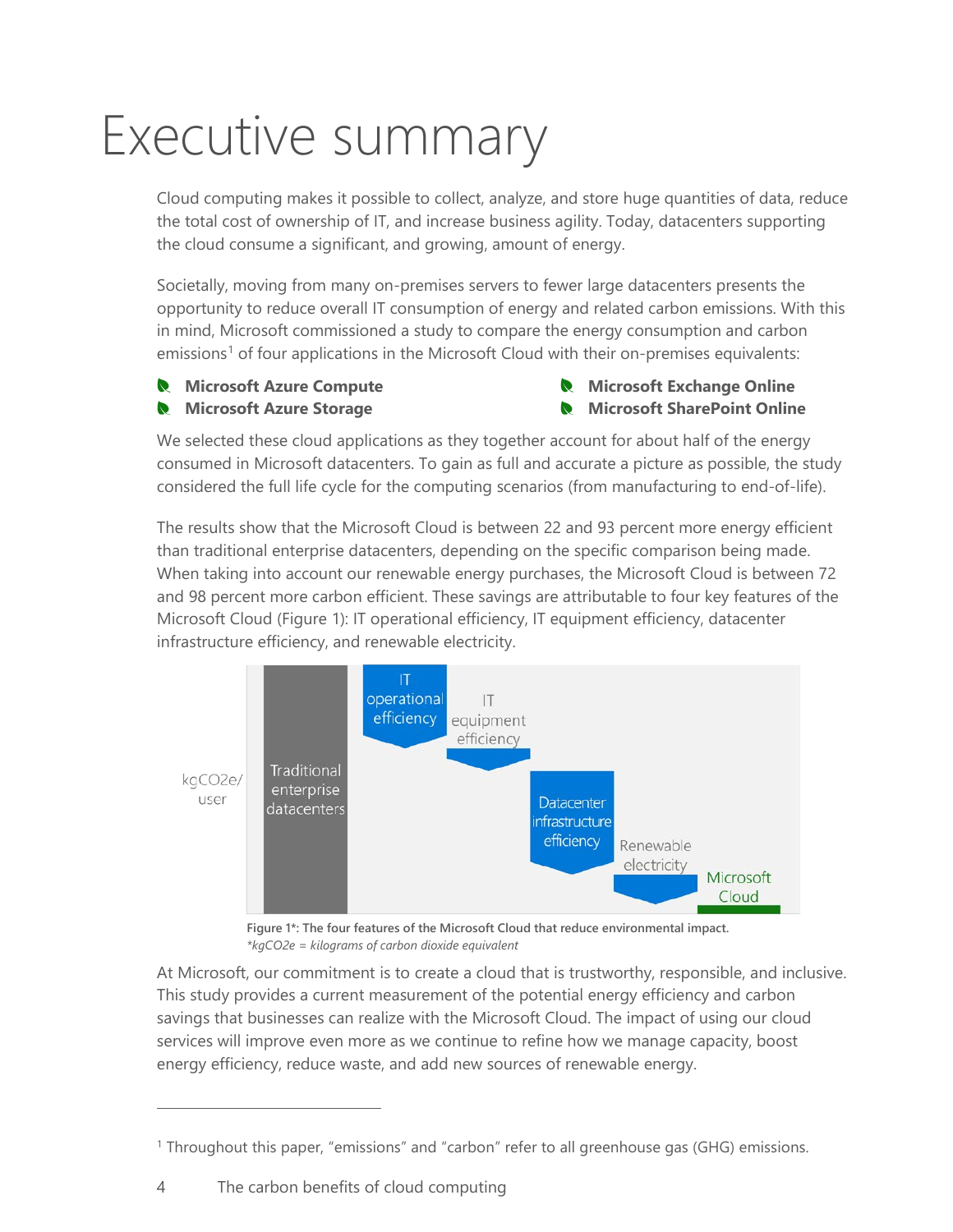# Executive summary

Cloud computing makes it possible to collect, analyze, and store huge quantities of data, reduce the total cost of ownership of IT, and increase business agility. Today, datacenters supporting the cloud consume a significant, and growing, amount of energy.

Societally, moving from many on-premises servers to fewer large datacenters presents the opportunity to reduce overall IT consumption of energy and related carbon emissions. With this in mind, Microsoft commissioned a study to compare the energy consumption and carbon emissions[1] of four applications in the Microsoft Cloud with their on-premises equivalents:

- **Microsoft Azure Compute**
- **Microsoft Azure Storage**
- **Microsoft Exchange Online**
- **Microsoft SharePoint Online**

We selected these cloud applications as they together account for about half of the energy consumed in Microsoft datacenters. To gain as full and accurate a picture as possible, the study considered the full life cycle for the computing scenarios (from manufacturing to end-of-life).

The results show that the Microsoft Cloud is between 22 and 93 percent more energy efficient than traditional enterprise datacenters, depending on the specific comparison being made. When taking into account our renewable energy purchases, the Microsoft Cloud is between 72 and 98 percent more carbon efficient. These savings are attributable to four key features of the Microsoft Cloud (Figure 1): IT operational efficiency, IT equipment efficiency, datacenter infrastructure efficiency, and renewable electricity.

kgCO2e/user | Traditional enterprise datacenters | IT operational efficiency | IT equipment efficiency | Datacenter infrastructure efficiency | Renewable electricity | Microsoft Cloud

**Figure 1*: The four features of the Microsoft Cloud that reduce environmental impact.**
**kgCO2e = kilograms of carbon dioxide equivalent*

At Microsoft, our commitment is to create a cloud that is trustworthy, responsible, and inclusive. This study provides a current measurement of the potential energy efficiency and carbon savings that businesses can realize with the Microsoft Cloud. The impact of using our cloud services will improve even more as we continue to refine how we manage capacity, boost energy efficiency, reduce waste, and add new sources of renewable energy.

---

[1] Throughout this paper, "emissions" and "carbon" refer to all greenhouse gas (GHG) emissions.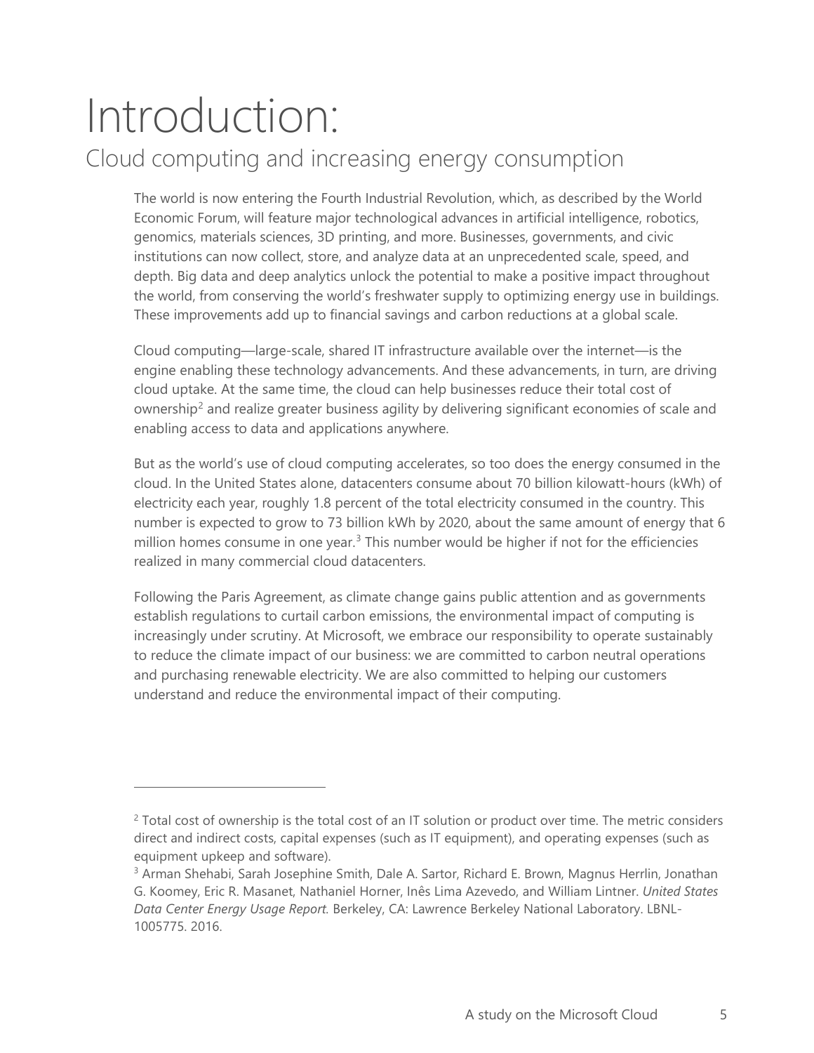# Introduction:

## Cloud computing and increasing energy consumption

The world is now entering the Fourth Industrial Revolution, which, as described by the World Economic Forum, will feature major technological advances in artificial intelligence, robotics, genomics, materials sciences, 3D printing, and more. Businesses, governments, and civic institutions can now collect, store, and analyze data at an unprecedented scale, speed, and depth. Big data and deep analytics unlock the potential to make a positive impact throughout the world, from conserving the world's freshwater supply to optimizing energy use in buildings. These improvements add up to financial savings and carbon reductions at a global scale.

Cloud computing—large-scale, shared IT infrastructure available over the internet—is the engine enabling these technology advancements. And these advancements, in turn, are driving cloud uptake. At the same time, the cloud can help businesses reduce their total cost of ownership[2] and realize greater business agility by delivering significant economies of scale and enabling access to data and applications anywhere.

But as the world's use of cloud computing accelerates, so too does the energy consumed in the cloud. In the United States alone, datacenters consume about 70 billion kilowatt-hours (kWh) of electricity each year, roughly 1.8 percent of the total electricity consumed in the country. This number is expected to grow to 73 billion kWh by 2020, about the same amount of energy that 6 million homes consume in one year.[3] This number would be higher if not for the efficiencies realized in many commercial cloud datacenters.

Following the Paris Agreement, as climate change gains public attention and as governments establish regulations to curtail carbon emissions, the environmental impact of computing is increasingly under scrutiny. At Microsoft, we embrace our responsibility to operate sustainably to reduce the climate impact of our business: we are committed to carbon neutral operations and purchasing renewable electricity. We are also committed to helping our customers understand and reduce the environmental impact of their computing.

---

[2] Total cost of ownership is the total cost of an IT solution or product over time. The metric considers direct and indirect costs, capital expenses (such as IT equipment), and operating expenses (such as equipment upkeep and software).

[3] Arman Shehabi, Sarah Josephine Smith, Dale A. Sartor, Richard E. Brown, Magnus Herrlin, Jonathan G. Koomey, Eric R. Masanet, Nathaniel Horner, Inês Lima Azevedo, and William Lintner. *United States Data Center Energy Usage Report.* Berkeley, CA: Lawrence Berkeley National Laboratory. LBNL-1005775. 2016.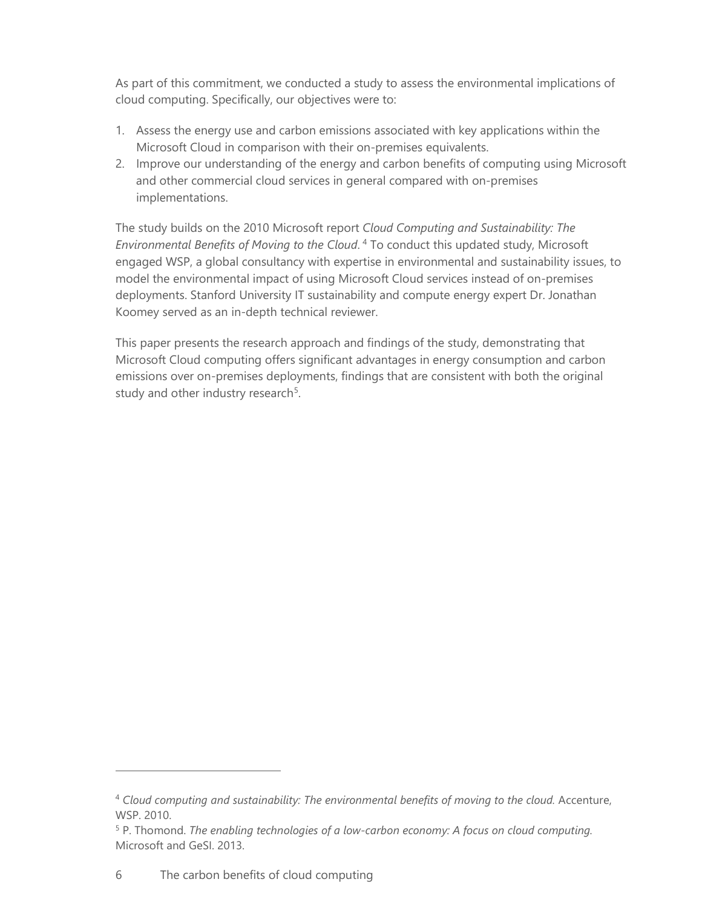As part of this commitment, we conducted a study to assess the environmental implications of cloud computing. Specifically, our objectives were to:

1. Assess the energy use and carbon emissions associated with key applications within the Microsoft Cloud in comparison with their on-premises equivalents.
2. Improve our understanding of the energy and carbon benefits of computing using Microsoft and other commercial cloud services in general compared with on-premises implementations.

The study builds on the 2010 Microsoft report *Cloud Computing and Sustainability: The Environmental Benefits of Moving to the Cloud*.[4] To conduct this updated study, Microsoft engaged WSP, a global consultancy with expertise in environmental and sustainability issues, to model the environmental impact of using Microsoft Cloud services instead of on-premises deployments. Stanford University IT sustainability and compute energy expert Dr. Jonathan Koomey served as an in-depth technical reviewer.

This paper presents the research approach and findings of the study, demonstrating that Microsoft Cloud computing offers significant advantages in energy consumption and carbon emissions over on-premises deployments, findings that are consistent with both the original study and other industry research[5].

---

[4] *Cloud computing and sustainability: The environmental benefits of moving to the cloud.* Accenture, WSP. 2010.

[5] P. Thomond. *The enabling technologies of a low-carbon economy: A focus on cloud computing.* Microsoft and GeSI. 2013.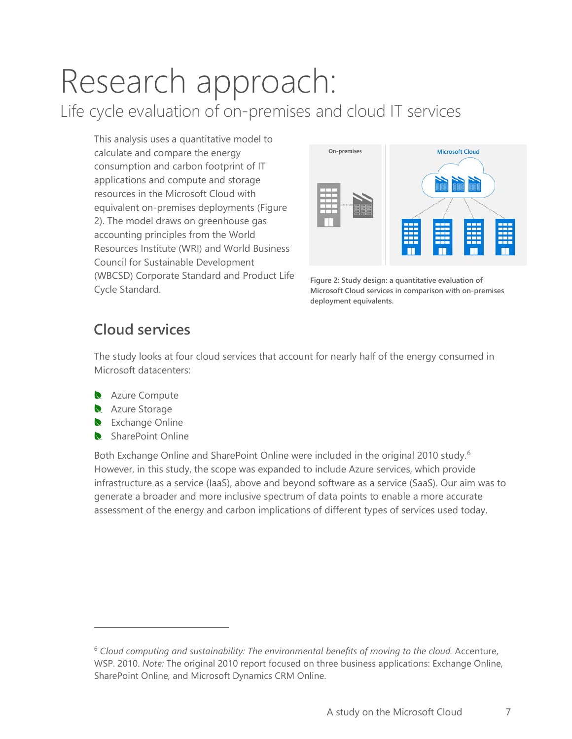# Research approach:

## Life cycle evaluation of on-premises and cloud IT services

This analysis uses a quantitative model to calculate and compare the energy consumption and carbon footprint of IT applications and compute and storage resources in the Microsoft Cloud with equivalent on-premises deployments (Figure 2). The model draws on greenhouse gas accounting principles from the World Resources Institute (WRI) and World Business Council for Sustainable Development (WBCSD) Corporate Standard and Product Life Cycle Standard.

Figure 2: Study design: a quantitative evaluation of Microsoft Cloud services in comparison with on-premises deployment equivalents.

### Cloud services

The study looks at four cloud services that account for nearly half of the energy consumed in Microsoft datacenters:

- Azure Compute
- Azure Storage
- Exchange Online
- SharePoint Online

Both Exchange Online and SharePoint Online were included in the original 2010 study.[6] However, in this study, the scope was expanded to include Azure services, which provide infrastructure as a service (IaaS), above and beyond software as a service (SaaS). Our aim was to generate a broader and more inclusive spectrum of data points to enable a more accurate assessment of the energy and carbon implications of different types of services used today.

---

[6] *Cloud computing and sustainability: The environmental benefits of moving to the cloud.* Accenture, WSP. 2010. *Note:* The original 2010 report focused on three business applications: Exchange Online, SharePoint Online, and Microsoft Dynamics CRM Online.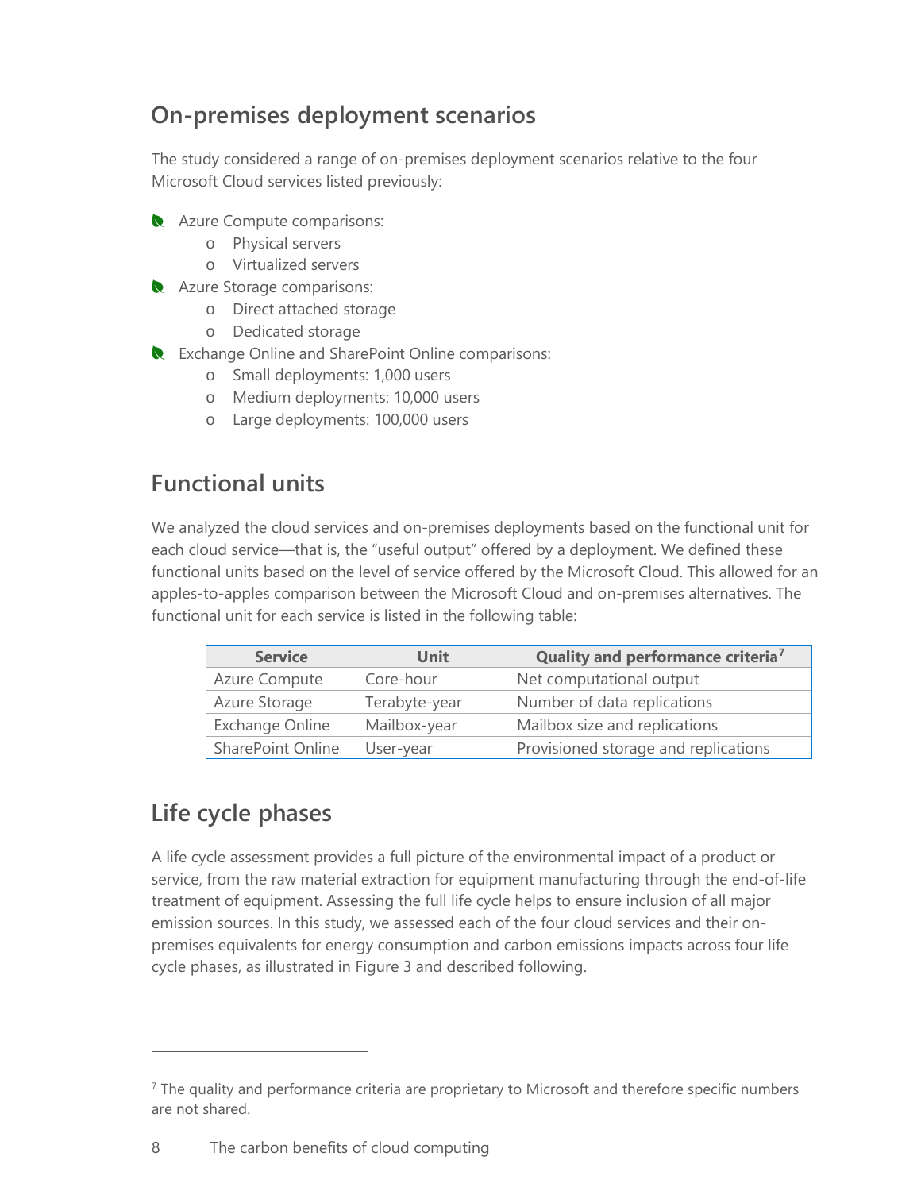## On-premises deployment scenarios

The study considered a range of on-premises deployment scenarios relative to the four Microsoft Cloud services listed previously:

- Azure Compute comparisons:
  - Physical servers
  - Virtualized servers
- Azure Storage comparisons:
  - Direct attached storage
  - Dedicated storage
- Exchange Online and SharePoint Online comparisons:
  - Small deployments: 1,000 users
  - Medium deployments: 10,000 users
  - Large deployments: 100,000 users

## Functional units

We analyzed the cloud services and on-premises deployments based on the functional unit for each cloud service—that is, the "useful output" offered by a deployment. We defined these functional units based on the level of service offered by the Microsoft Cloud. This allowed for an apples-to-apples comparison between the Microsoft Cloud and on-premises alternatives. The functional unit for each service is listed in the following table:

| Service | Unit | Quality and performance criteria[7] |
|---|---|---|
| Azure Compute | Core-hour | Net computational output |
| Azure Storage | Terabyte-year | Number of data replications |
| Exchange Online | Mailbox-year | Mailbox size and replications |
| SharePoint Online | User-year | Provisioned storage and replications |

## Life cycle phases

A life cycle assessment provides a full picture of the environmental impact of a product or service, from the raw material extraction for equipment manufacturing through the end-of-life treatment of equipment. Assessing the full life cycle helps to ensure inclusion of all major emission sources. In this study, we assessed each of the four cloud services and their on-premises equivalents for energy consumption and carbon emissions impacts across four life cycle phases, as illustrated in Figure 3 and described following.

---

[7] The quality and performance criteria are proprietary to Microsoft and therefore specific numbers are not shared.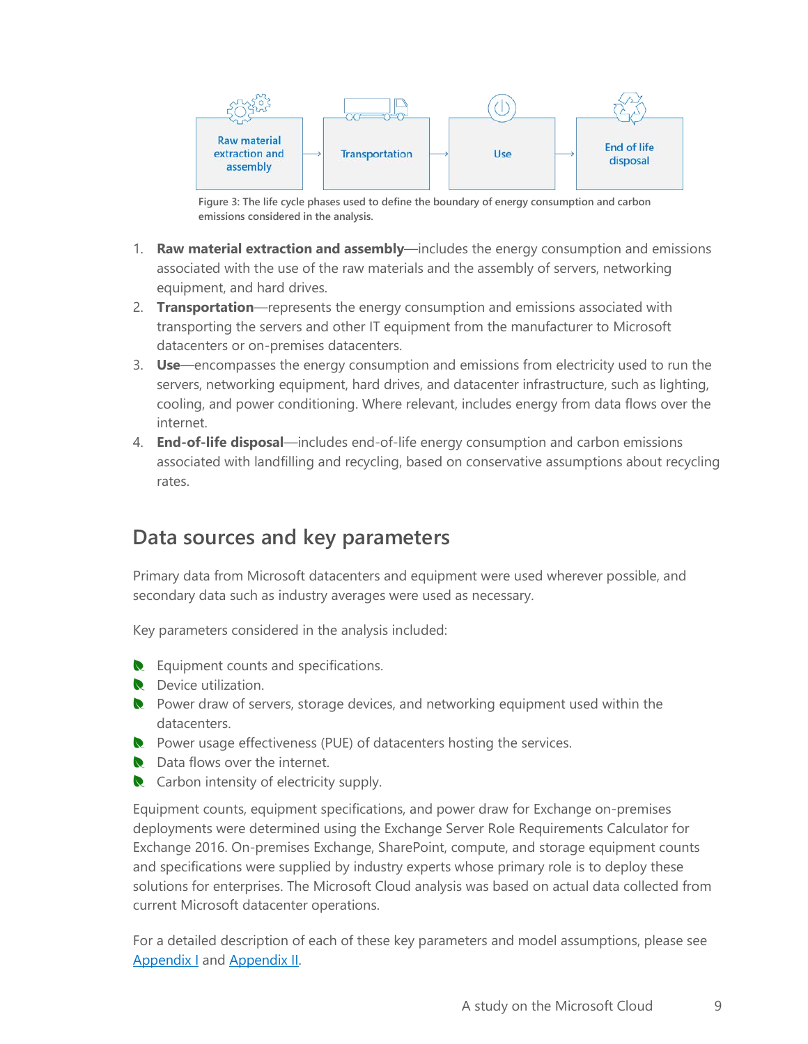Raw material extraction and assembly → Transportation → Use → End of life disposal

Figure 3: The life cycle phases used to define the boundary of energy consumption and carbon emissions considered in the analysis.

1. **Raw material extraction and assembly**—includes the energy consumption and emissions associated with the use of the raw materials and the assembly of servers, networking equipment, and hard drives.
2. **Transportation**—represents the energy consumption and emissions associated with transporting the servers and other IT equipment from the manufacturer to Microsoft datacenters or on-premises datacenters.
3. **Use**—encompasses the energy consumption and emissions from electricity used to run the servers, networking equipment, hard drives, and datacenter infrastructure, such as lighting, cooling, and power conditioning. Where relevant, includes energy from data flows over the internet.
4. **End-of-life disposal**—includes end-of-life energy consumption and carbon emissions associated with landfilling and recycling, based on conservative assumptions about recycling rates.

## Data sources and key parameters

Primary data from Microsoft datacenters and equipment were used wherever possible, and secondary data such as industry averages were used as necessary.

Key parameters considered in the analysis included:

- Equipment counts and specifications.
- Device utilization.
- Power draw of servers, storage devices, and networking equipment used within the datacenters.
- Power usage effectiveness (PUE) of datacenters hosting the services.
- Data flows over the internet.
- Carbon intensity of electricity supply.

Equipment counts, equipment specifications, and power draw for Exchange on-premises deployments were determined using the Exchange Server Role Requirements Calculator for Exchange 2016. On-premises Exchange, SharePoint, compute, and storage equipment counts and specifications were supplied by industry experts whose primary role is to deploy these solutions for enterprises. The Microsoft Cloud analysis was based on actual data collected from current Microsoft datacenter operations.

For a detailed description of each of these key parameters and model assumptions, please see Appendix I and Appendix II.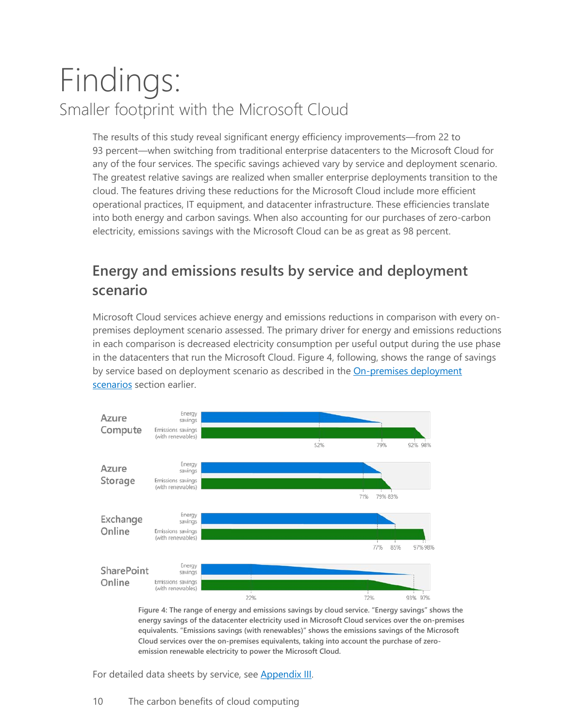# Findings:

## Smaller footprint with the Microsoft Cloud

The results of this study reveal significant energy efficiency improvements—from 22 to 93 percent—when switching from traditional enterprise datacenters to the Microsoft Cloud for any of the four services. The specific savings achieved vary by service and deployment scenario. The greatest relative savings are realized when smaller enterprise deployments transition to the cloud. The features driving these reductions for the Microsoft Cloud include more efficient operational practices, IT equipment, and datacenter infrastructure. These efficiencies translate into both energy and carbon savings. When also accounting for our purchases of zero-carbon electricity, emissions savings with the Microsoft Cloud can be as great as 98 percent.

### Energy and emissions results by service and deployment scenario

Microsoft Cloud services achieve energy and emissions reductions in comparison with every on-premises deployment scenario assessed. The primary driver for energy and emissions reductions in each comparison is decreased electricity consumption per useful output during the use phase in the datacenters that run the Microsoft Cloud. Figure 4, following, shows the range of savings by service based on deployment scenario as described in the On-premises deployment scenarios section earlier.

| Service | Energy savings | Emissions savings (with renewables) |
| --- | --- | --- |
| Azure Compute | 52%–79% | 92%–98% |
| Azure Storage | 71%–79% | 79%–83% |
| Exchange Online | 77%–85% | 97%–98% |
| SharePoint Online | 22%–93% | 72%–97% |

Figure 4: The range of energy and emissions savings by cloud service. "Energy savings" shows the energy savings of the datacenter electricity used in Microsoft Cloud services over the on-premises equivalents. "Emissions savings (with renewables)" shows the emissions savings of the Microsoft Cloud services over the on-premises equivalents, taking into account the purchase of zero-emission renewable electricity to power the Microsoft Cloud.

For detailed data sheets by service, see Appendix III.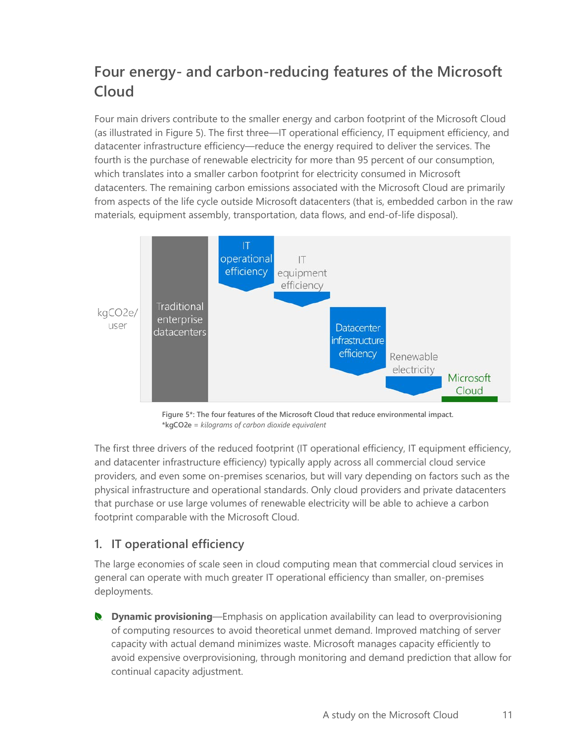## Four energy- and carbon-reducing features of the Microsoft Cloud

Four main drivers contribute to the smaller energy and carbon footprint of the Microsoft Cloud (as illustrated in Figure 5). The first three—IT operational efficiency, IT equipment efficiency, and datacenter infrastructure efficiency—reduce the energy required to deliver the services. The fourth is the purchase of renewable electricity for more than 95 percent of our consumption, which translates into a smaller carbon footprint for electricity consumed in Microsoft datacenters. The remaining carbon emissions associated with the Microsoft Cloud are primarily from aspects of the life cycle outside Microsoft datacenters (that is, embedded carbon in the raw materials, equipment assembly, transportation, data flows, and end-of-life disposal).

**Figure 5*: The four features of the Microsoft Cloud that reduce environmental impact.**
***kgCO2e** = *kilograms of carbon dioxide equivalent*

The first three drivers of the reduced footprint (IT operational efficiency, IT equipment efficiency, and datacenter infrastructure efficiency) typically apply across all commercial cloud service providers, and even some on-premises scenarios, but will vary depending on factors such as the physical infrastructure and operational standards. Only cloud providers and private datacenters that purchase or use large volumes of renewable electricity will be able to achieve a carbon footprint comparable with the Microsoft Cloud.

### 1. IT operational efficiency

The large economies of scale seen in cloud computing mean that commercial cloud services in general can operate with much greater IT operational efficiency than smaller, on-premises deployments.

- **Dynamic provisioning**—Emphasis on application availability can lead to overprovisioning of computing resources to avoid theoretical unmet demand. Improved matching of server capacity with actual demand minimizes waste. Microsoft manages capacity efficiently to avoid expensive overprovisioning, through monitoring and demand prediction that allow for continual capacity adjustment.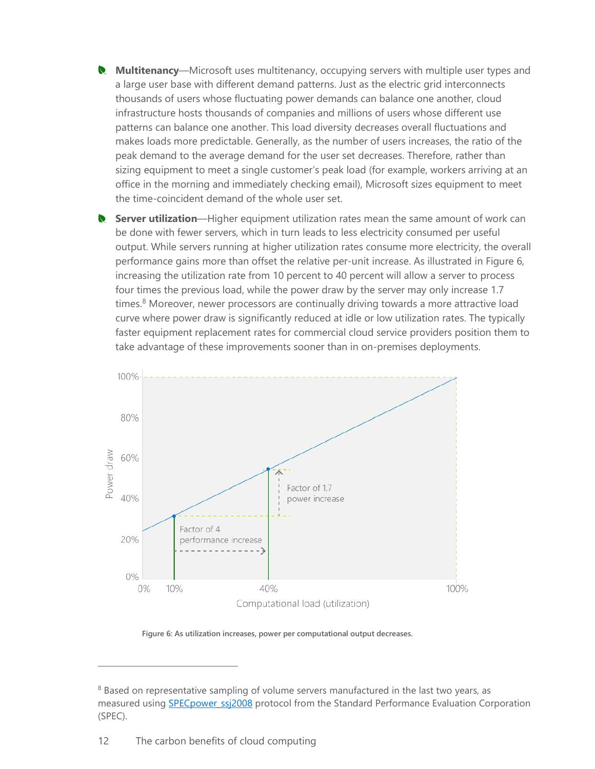- **Multitenancy**—Microsoft uses multitenancy, occupying servers with multiple user types and a large user base with different demand patterns. Just as the electric grid interconnects thousands of users whose fluctuating power demands can balance one another, cloud infrastructure hosts thousands of companies and millions of users whose different use patterns can balance one another. This load diversity decreases overall fluctuations and makes loads more predictable. Generally, as the number of users increases, the ratio of the peak demand to the average demand for the user set decreases. Therefore, rather than sizing equipment to meet a single customer's peak load (for example, workers arriving at an office in the morning and immediately checking email), Microsoft sizes equipment to meet the time-coincident demand of the whole user set.
- **Server utilization**—Higher equipment utilization rates mean the same amount of work can be done with fewer servers, which in turn leads to less electricity consumed per useful output. While servers running at higher utilization rates consume more electricity, the overall performance gains more than offset the relative per-unit increase. As illustrated in Figure 6, increasing the utilization rate from 10 percent to 40 percent will allow a server to process four times the previous load, while the power draw by the server may only increase 1.7 times.[8] Moreover, newer processors are continually driving towards a more attractive load curve where power draw is significantly reduced at idle or low utilization rates. The typically faster equipment replacement rates for commercial cloud service providers position them to take advantage of these improvements sooner than in on-premises deployments.

Figure 6: As utilization increases, power per computational output decreases.

[8] Based on representative sampling of volume servers manufactured in the last two years, as measured using SPECpower_ssj2008 protocol from the Standard Performance Evaluation Corporation (SPEC).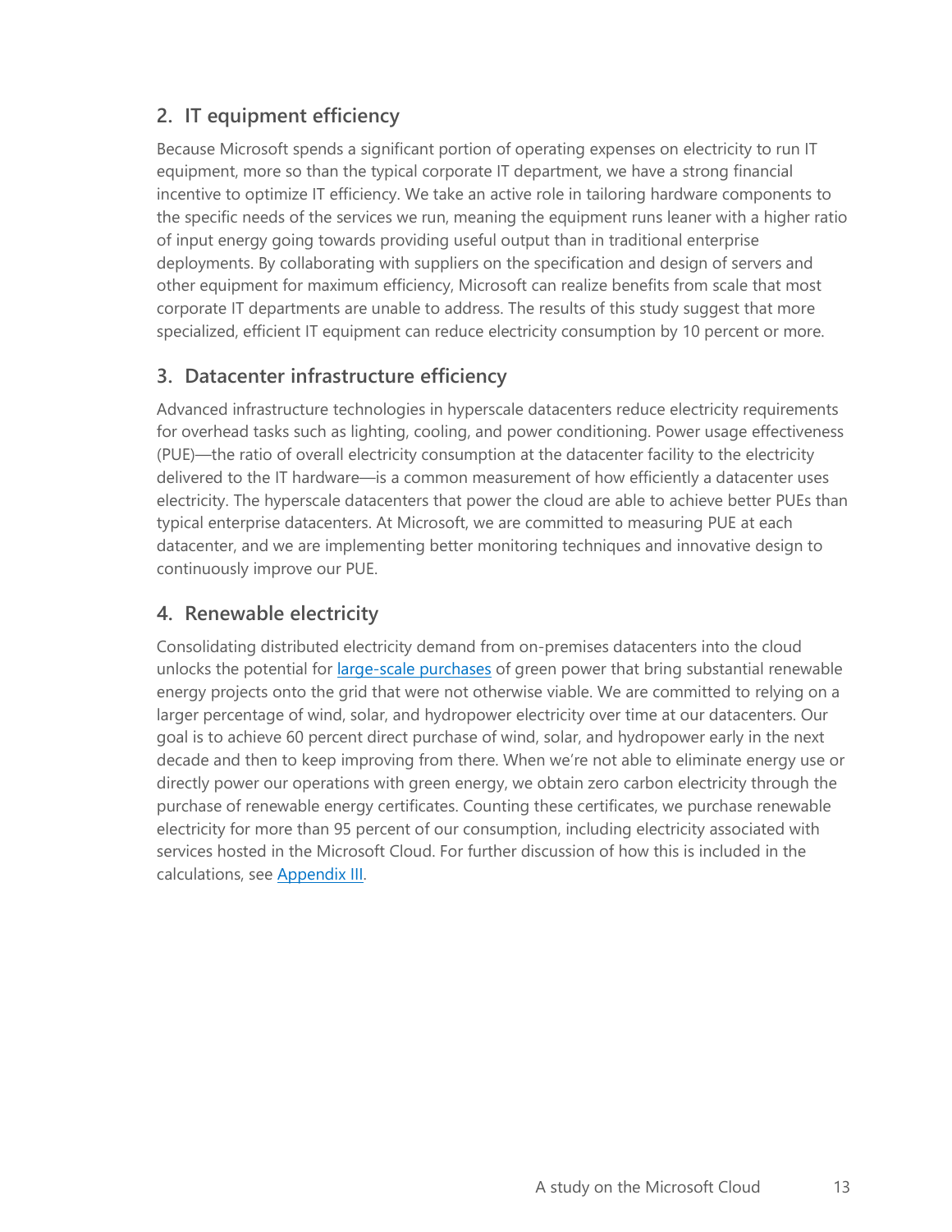## 2. IT equipment efficiency

Because Microsoft spends a significant portion of operating expenses on electricity to run IT equipment, more so than the typical corporate IT department, we have a strong financial incentive to optimize IT efficiency. We take an active role in tailoring hardware components to the specific needs of the services we run, meaning the equipment runs leaner with a higher ratio of input energy going towards providing useful output than in traditional enterprise deployments. By collaborating with suppliers on the specification and design of servers and other equipment for maximum efficiency, Microsoft can realize benefits from scale that most corporate IT departments are unable to address. The results of this study suggest that more specialized, efficient IT equipment can reduce electricity consumption by 10 percent or more.

## 3. Datacenter infrastructure efficiency

Advanced infrastructure technologies in hyperscale datacenters reduce electricity requirements for overhead tasks such as lighting, cooling, and power conditioning. Power usage effectiveness (PUE)—the ratio of overall electricity consumption at the datacenter facility to the electricity delivered to the IT hardware—is a common measurement of how efficiently a datacenter uses electricity. The hyperscale datacenters that power the cloud are able to achieve better PUEs than typical enterprise datacenters. At Microsoft, we are committed to measuring PUE at each datacenter, and we are implementing better monitoring techniques and innovative design to continuously improve our PUE.

## 4. Renewable electricity

Consolidating distributed electricity demand from on-premises datacenters into the cloud unlocks the potential for large-scale purchases of green power that bring substantial renewable energy projects onto the grid that were not otherwise viable. We are committed to relying on a larger percentage of wind, solar, and hydropower electricity over time at our datacenters. Our goal is to achieve 60 percent direct purchase of wind, solar, and hydropower early in the next decade and then to keep improving from there. When we're not able to eliminate energy use or directly power our operations with green energy, we obtain zero carbon electricity through the purchase of renewable energy certificates. Counting these certificates, we purchase renewable electricity for more than 95 percent of our consumption, including electricity associated with services hosted in the Microsoft Cloud. For further discussion of how this is included in the calculations, see Appendix III.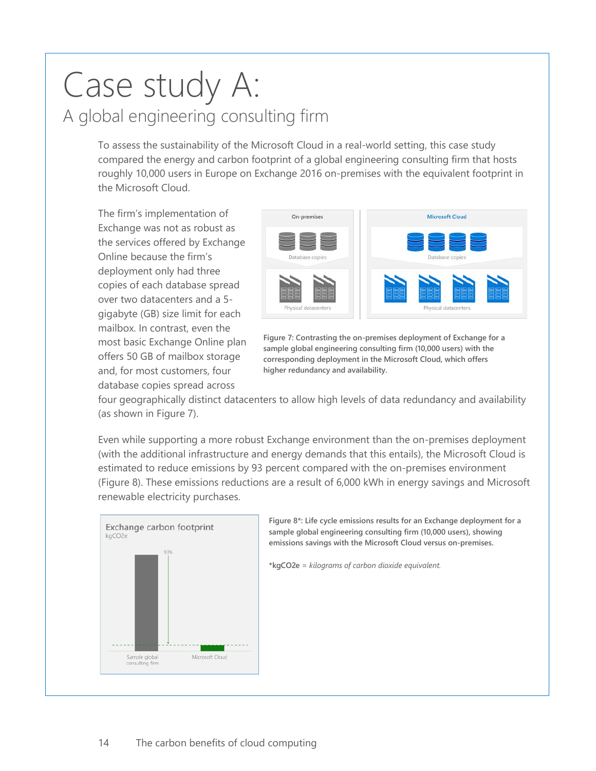# Case study A:

## A global engineering consulting firm

To assess the sustainability of the Microsoft Cloud in a real-world setting, this case study compared the energy and carbon footprint of a global engineering consulting firm that hosts roughly 10,000 users in Europe on Exchange 2016 on-premises with the equivalent footprint in the Microsoft Cloud.

The firm's implementation of Exchange was not as robust as the services offered by Exchange Online because the firm's deployment only had three copies of each database spread over two datacenters and a 5-gigabyte (GB) size limit for each mailbox. In contrast, even the most basic Exchange Online plan offers 50 GB of mailbox storage and, for most customers, four database copies spread across four geographically distinct datacenters to allow high levels of data redundancy and availability (as shown in Figure 7).

**Figure 7: Contrasting the on-premises deployment of Exchange for a sample global engineering consulting firm (10,000 users) with the corresponding deployment in the Microsoft Cloud, which offers higher redundancy and availability.**

Even while supporting a more robust Exchange environment than the on-premises deployment (with the additional infrastructure and energy demands that this entails), the Microsoft Cloud is estimated to reduce emissions by 93 percent compared with the on-premises environment (Figure 8). These emissions reductions are a result of 6,000 kWh in energy savings and Microsoft renewable electricity purchases.

**Figure 8*: Life cycle emissions results for an Exchange deployment for a sample global engineering consulting firm (10,000 users), showing emissions savings with the Microsoft Cloud versus on-premises.**

***kgCO2e** = *kilograms of carbon dioxide equivalent.*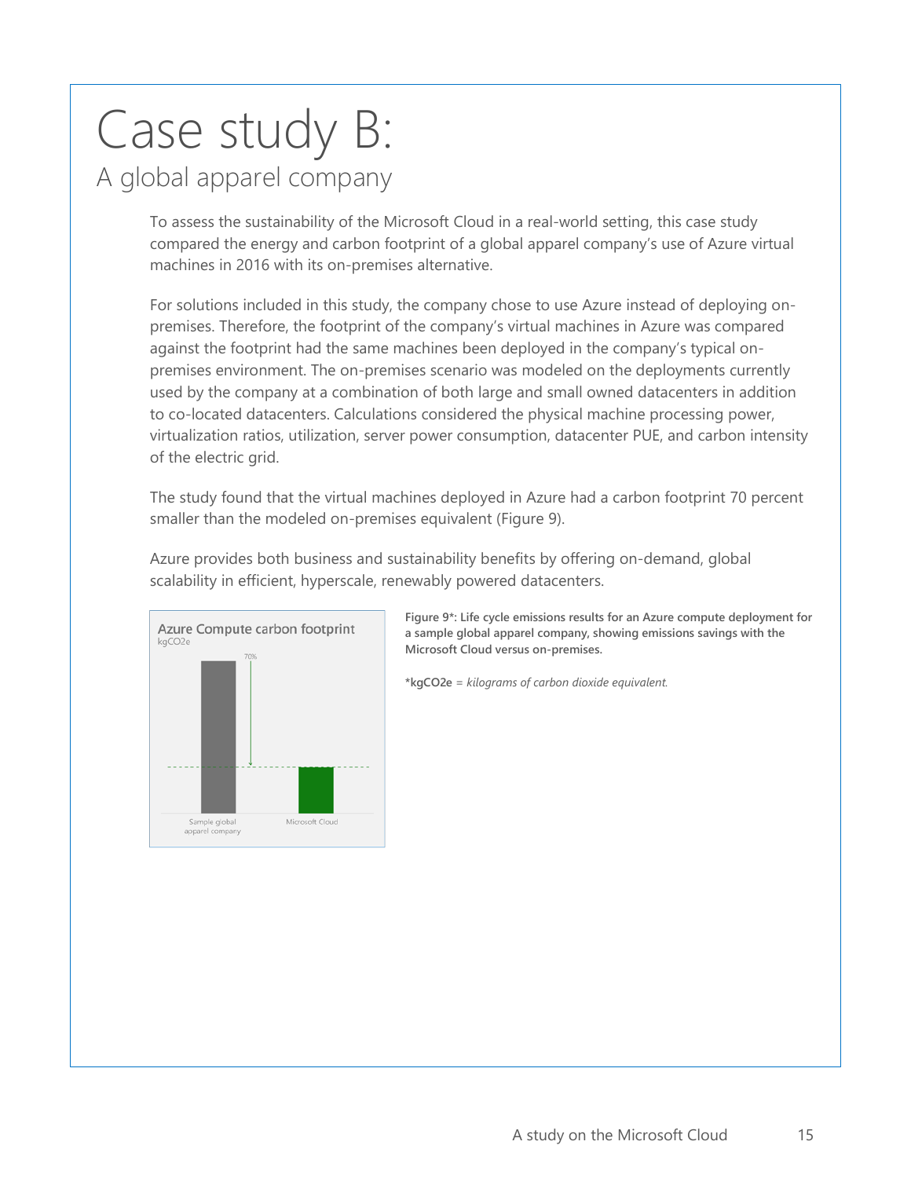# Case study B:
## A global apparel company

To assess the sustainability of the Microsoft Cloud in a real-world setting, this case study compared the energy and carbon footprint of a global apparel company's use of Azure virtual machines in 2016 with its on-premises alternative.

For solutions included in this study, the company chose to use Azure instead of deploying on-premises. Therefore, the footprint of the company's virtual machines in Azure was compared against the footprint had the same machines been deployed in the company's typical on-premises environment. The on-premises scenario was modeled on the deployments currently used by the company at a combination of both large and small owned datacenters in addition to co-located datacenters. Calculations considered the physical machine processing power, virtualization ratios, utilization, server power consumption, datacenter PUE, and carbon intensity of the electric grid.

The study found that the virtual machines deployed in Azure had a carbon footprint 70 percent smaller than the modeled on-premises equivalent (Figure 9).

Azure provides both business and sustainability benefits by offering on-demand, global scalability in efficient, hyperscale, renewably powered datacenters.

Azure Compute carbon footprint
kgCO2e

70%

Sample global apparel company | Microsoft Cloud

**Figure 9*: Life cycle emissions results for an Azure compute deployment for a sample global apparel company, showing emissions savings with the Microsoft Cloud versus on-premises.**

***kgCO2e** = *kilograms of carbon dioxide equivalent.*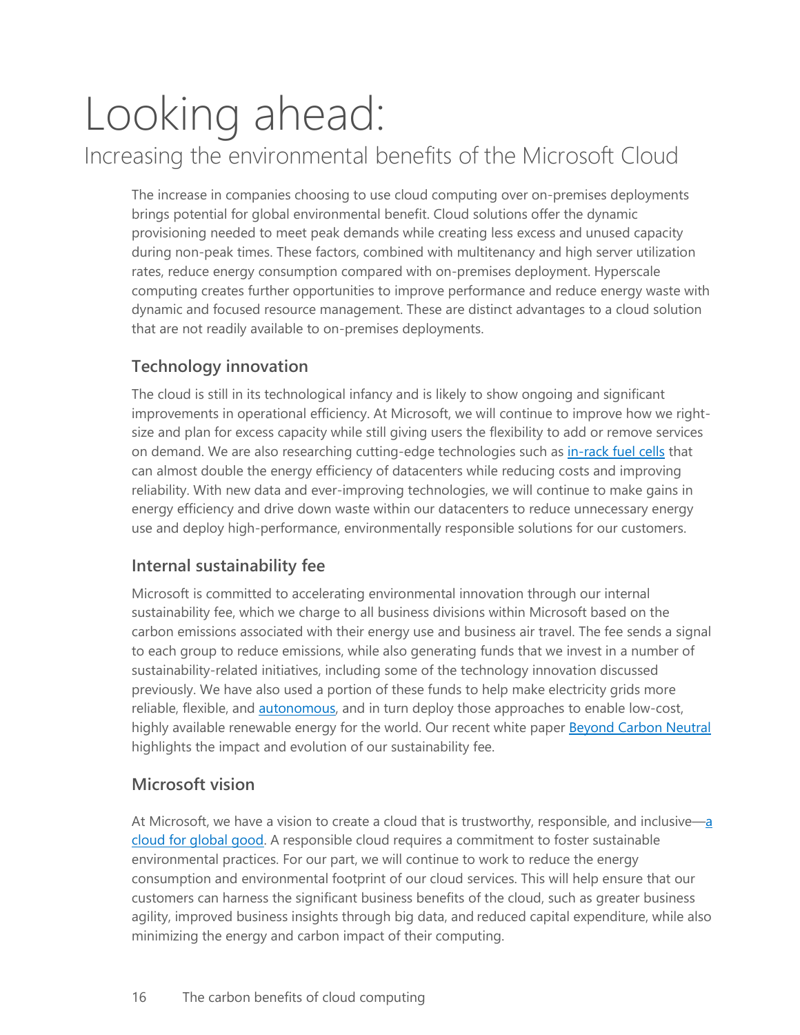# Looking ahead:

## Increasing the environmental benefits of the Microsoft Cloud

The increase in companies choosing to use cloud computing over on-premises deployments brings potential for global environmental benefit. Cloud solutions offer the dynamic provisioning needed to meet peak demands while creating less excess and unused capacity during non-peak times. These factors, combined with multitenancy and high server utilization rates, reduce energy consumption compared with on-premises deployment. Hyperscale computing creates further opportunities to improve performance and reduce energy waste with dynamic and focused resource management. These are distinct advantages to a cloud solution that are not readily available to on-premises deployments.

### Technology innovation

The cloud is still in its technological infancy and is likely to show ongoing and significant improvements in operational efficiency. At Microsoft, we will continue to improve how we right-size and plan for excess capacity while still giving users the flexibility to add or remove services on demand. We are also researching cutting-edge technologies such as in-rack fuel cells that can almost double the energy efficiency of datacenters while reducing costs and improving reliability. With new data and ever-improving technologies, we will continue to make gains in energy efficiency and drive down waste within our datacenters to reduce unnecessary energy use and deploy high-performance, environmentally responsible solutions for our customers.

### Internal sustainability fee

Microsoft is committed to accelerating environmental innovation through our internal sustainability fee, which we charge to all business divisions within Microsoft based on the carbon emissions associated with their energy use and business air travel. The fee sends a signal to each group to reduce emissions, while also generating funds that we invest in a number of sustainability-related initiatives, including some of the technology innovation discussed previously. We have also used a portion of these funds to help make electricity grids more reliable, flexible, and autonomous, and in turn deploy those approaches to enable low-cost, highly available renewable energy for the world. Our recent white paper Beyond Carbon Neutral highlights the impact and evolution of our sustainability fee.

### Microsoft vision

At Microsoft, we have a vision to create a cloud that is trustworthy, responsible, and inclusive—a cloud for global good. A responsible cloud requires a commitment to foster sustainable environmental practices. For our part, we will continue to work to reduce the energy consumption and environmental footprint of our cloud services. This will help ensure that our customers can harness the significant business benefits of the cloud, such as greater business agility, improved business insights through big data, and reduced capital expenditure, while also minimizing the energy and carbon impact of their computing.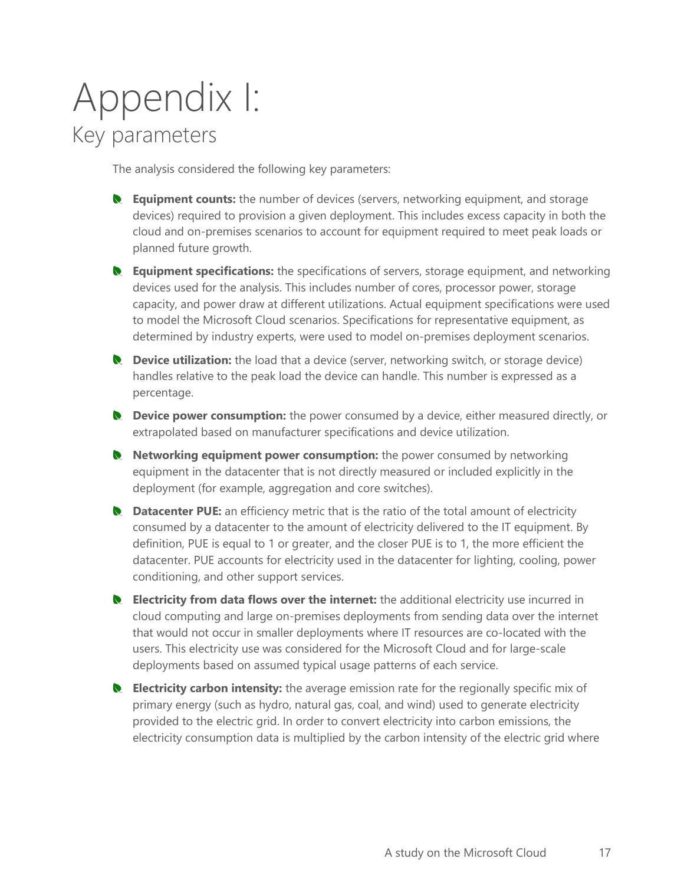# Appendix I:

## Key parameters

The analysis considered the following key parameters:

- **Equipment counts:** the number of devices (servers, networking equipment, and storage devices) required to provision a given deployment. This includes excess capacity in both the cloud and on-premises scenarios to account for equipment required to meet peak loads or planned future growth.
- **Equipment specifications:** the specifications of servers, storage equipment, and networking devices used for the analysis. This includes number of cores, processor power, storage capacity, and power draw at different utilizations. Actual equipment specifications were used to model the Microsoft Cloud scenarios. Specifications for representative equipment, as determined by industry experts, were used to model on-premises deployment scenarios.
- **Device utilization:** the load that a device (server, networking switch, or storage device) handles relative to the peak load the device can handle. This number is expressed as a percentage.
- **Device power consumption:** the power consumed by a device, either measured directly, or extrapolated based on manufacturer specifications and device utilization.
- **Networking equipment power consumption:** the power consumed by networking equipment in the datacenter that is not directly measured or included explicitly in the deployment (for example, aggregation and core switches).
- **Datacenter PUE:** an efficiency metric that is the ratio of the total amount of electricity consumed by a datacenter to the amount of electricity delivered to the IT equipment. By definition, PUE is equal to 1 or greater, and the closer PUE is to 1, the more efficient the datacenter. PUE accounts for electricity used in the datacenter for lighting, cooling, power conditioning, and other support services.
- **Electricity from data flows over the internet:** the additional electricity use incurred in cloud computing and large on-premises deployments from sending data over the internet that would not occur in smaller deployments where IT resources are co-located with the users. This electricity use was considered for the Microsoft Cloud and for large-scale deployments based on assumed typical usage patterns of each service.
- **Electricity carbon intensity:** the average emission rate for the regionally specific mix of primary energy (such as hydro, natural gas, coal, and wind) used to generate electricity provided to the electric grid. In order to convert electricity into carbon emissions, the electricity consumption data is multiplied by the carbon intensity of the electric grid where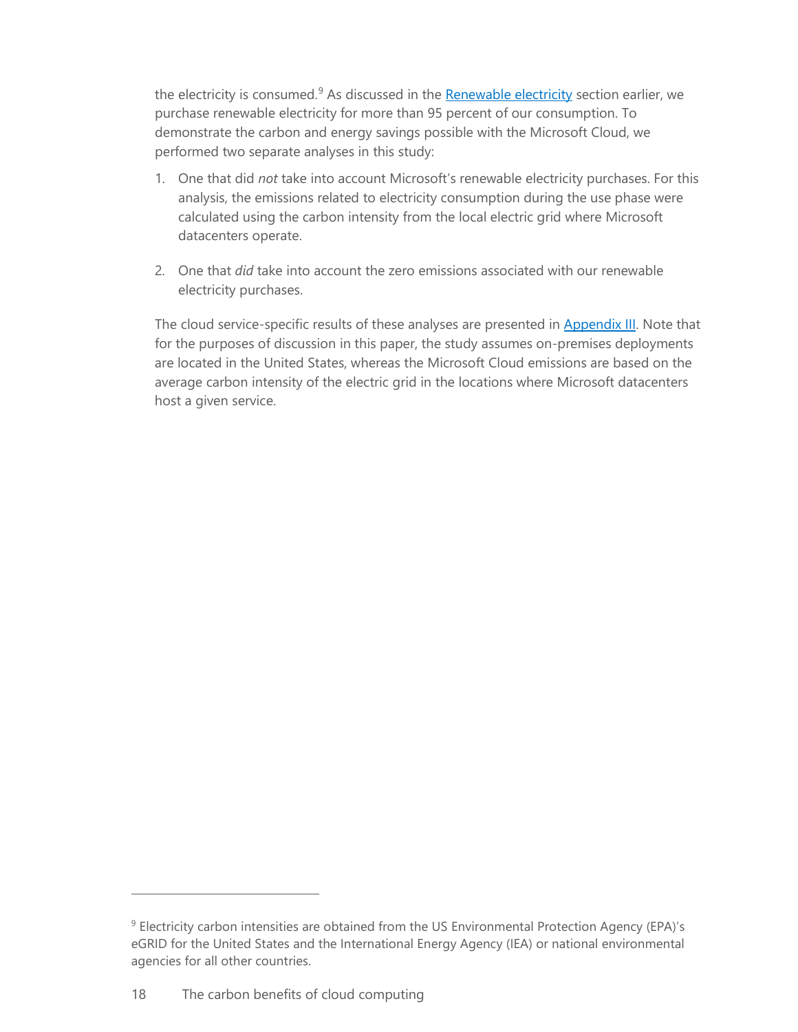the electricity is consumed.[9] As discussed in the Renewable electricity section earlier, we purchase renewable electricity for more than 95 percent of our consumption. To demonstrate the carbon and energy savings possible with the Microsoft Cloud, we performed two separate analyses in this study:

1. One that did *not* take into account Microsoft's renewable electricity purchases. For this analysis, the emissions related to electricity consumption during the use phase were calculated using the carbon intensity from the local electric grid where Microsoft datacenters operate.

2. One that *did* take into account the zero emissions associated with our renewable electricity purchases.

The cloud service-specific results of these analyses are presented in Appendix III. Note that for the purposes of discussion in this paper, the study assumes on-premises deployments are located in the United States, whereas the Microsoft Cloud emissions are based on the average carbon intensity of the electric grid in the locations where Microsoft datacenters host a given service.

[9] Electricity carbon intensities are obtained from the US Environmental Protection Agency (EPA)'s eGRID for the United States and the International Energy Agency (IEA) or national environmental agencies for all other countries.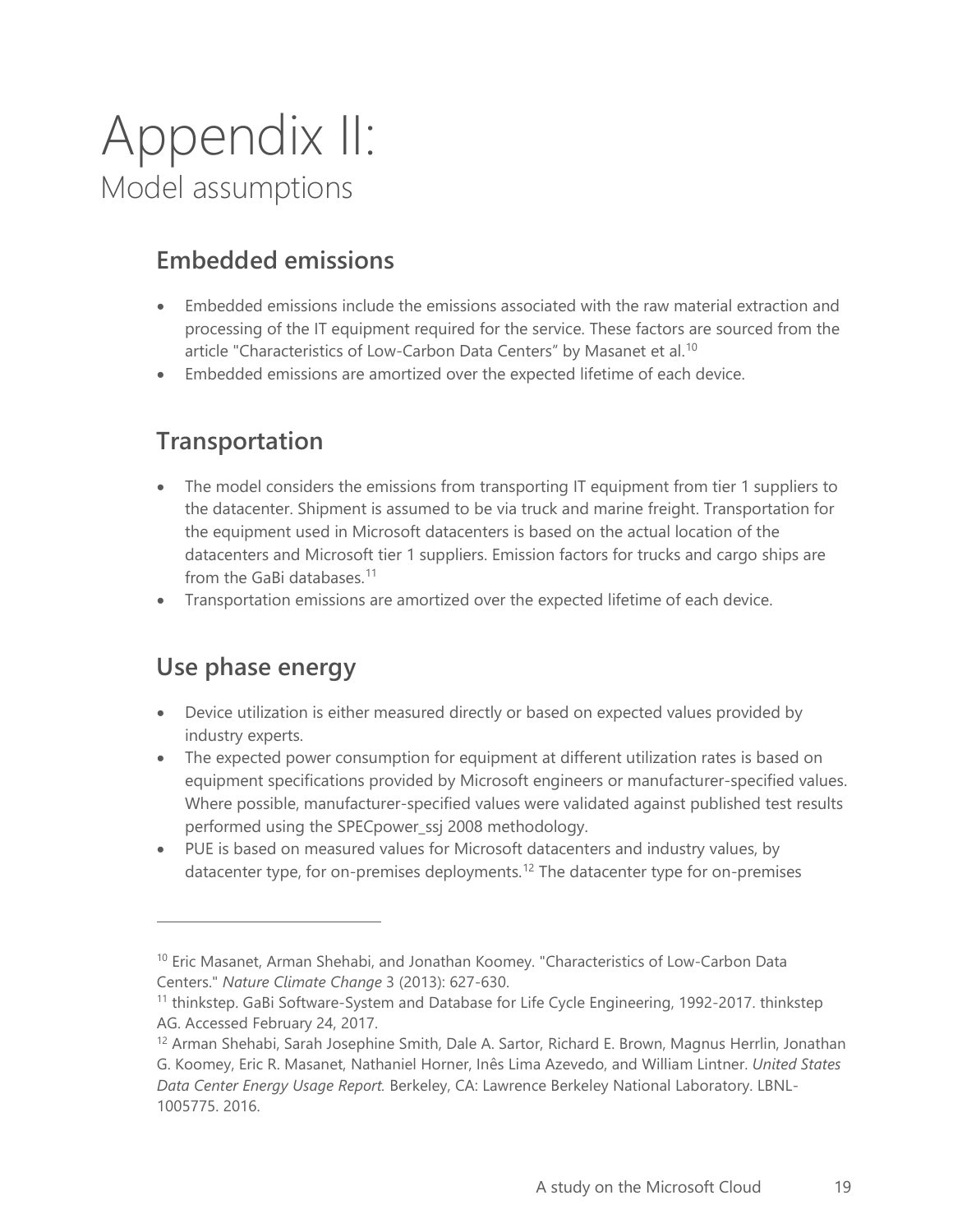# Appendix II:
Model assumptions

## Embedded emissions

- Embedded emissions include the emissions associated with the raw material extraction and processing of the IT equipment required for the service. These factors are sourced from the article "Characteristics of Low-Carbon Data Centers" by Masanet et al.[10]
- Embedded emissions are amortized over the expected lifetime of each device.

## Transportation

- The model considers the emissions from transporting IT equipment from tier 1 suppliers to the datacenter. Shipment is assumed to be via truck and marine freight. Transportation for the equipment used in Microsoft datacenters is based on the actual location of the datacenters and Microsoft tier 1 suppliers. Emission factors for trucks and cargo ships are from the GaBi databases.[11]
- Transportation emissions are amortized over the expected lifetime of each device.

## Use phase energy

- Device utilization is either measured directly or based on expected values provided by industry experts.
- The expected power consumption for equipment at different utilization rates is based on equipment specifications provided by Microsoft engineers or manufacturer-specified values. Where possible, manufacturer-specified values were validated against published test results performed using the SPECpower_ssj 2008 methodology.
- PUE is based on measured values for Microsoft datacenters and industry values, by datacenter type, for on-premises deployments.[12] The datacenter type for on-premises

---

[10] Eric Masanet, Arman Shehabi, and Jonathan Koomey. "Characteristics of Low-Carbon Data Centers." *Nature Climate Change* 3 (2013): 627-630.

[11] thinkstep. GaBi Software-System and Database for Life Cycle Engineering, 1992-2017. thinkstep AG. Accessed February 24, 2017.

[12] Arman Shehabi, Sarah Josephine Smith, Dale A. Sartor, Richard E. Brown, Magnus Herrlin, Jonathan G. Koomey, Eric R. Masanet, Nathaniel Horner, Inês Lima Azevedo, and William Lintner. *United States Data Center Energy Usage Report.* Berkeley, CA: Lawrence Berkeley National Laboratory. LBNL-1005775. 2016.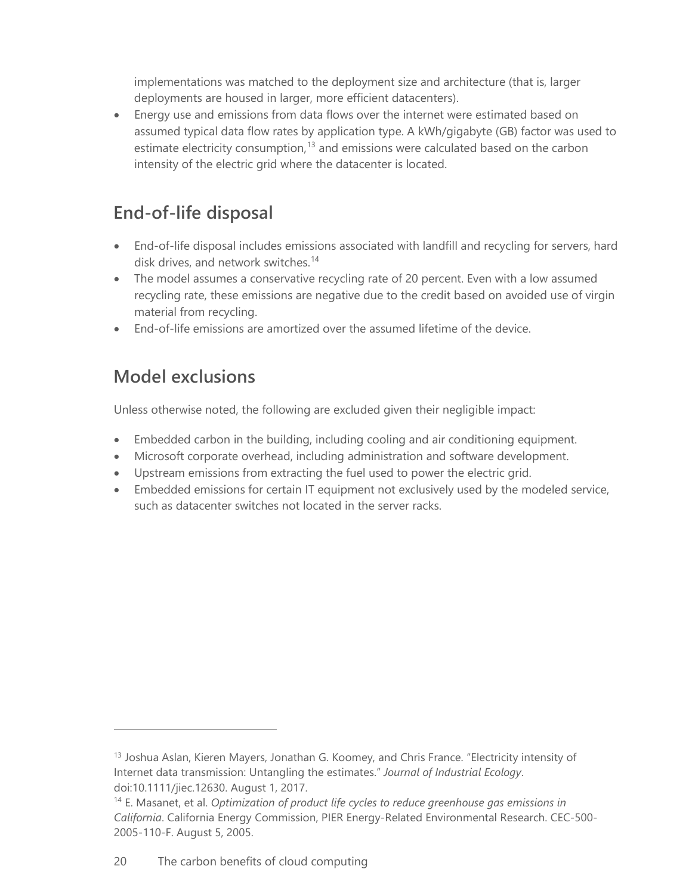implementations was matched to the deployment size and architecture (that is, larger deployments are housed in larger, more efficient datacenters).

- Energy use and emissions from data flows over the internet were estimated based on assumed typical data flow rates by application type. A kWh/gigabyte (GB) factor was used to estimate electricity consumption,[13] and emissions were calculated based on the carbon intensity of the electric grid where the datacenter is located.

## End-of-life disposal

- End-of-life disposal includes emissions associated with landfill and recycling for servers, hard disk drives, and network switches.[14]
- The model assumes a conservative recycling rate of 20 percent. Even with a low assumed recycling rate, these emissions are negative due to the credit based on avoided use of virgin material from recycling.
- End-of-life emissions are amortized over the assumed lifetime of the device.

## Model exclusions

Unless otherwise noted, the following are excluded given their negligible impact:

- Embedded carbon in the building, including cooling and air conditioning equipment.
- Microsoft corporate overhead, including administration and software development.
- Upstream emissions from extracting the fuel used to power the electric grid.
- Embedded emissions for certain IT equipment not exclusively used by the modeled service, such as datacenter switches not located in the server racks.

---

[13] Joshua Aslan, Kieren Mayers, Jonathan G. Koomey, and Chris France. "Electricity intensity of Internet data transmission: Untangling the estimates." *Journal of Industrial Ecology*. doi:10.1111/jiec.12630. August 1, 2017.

[14] E. Masanet, et al. *Optimization of product life cycles to reduce greenhouse gas emissions in California*. California Energy Commission, PIER Energy-Related Environmental Research. CEC-500-2005-110-F. August 5, 2005.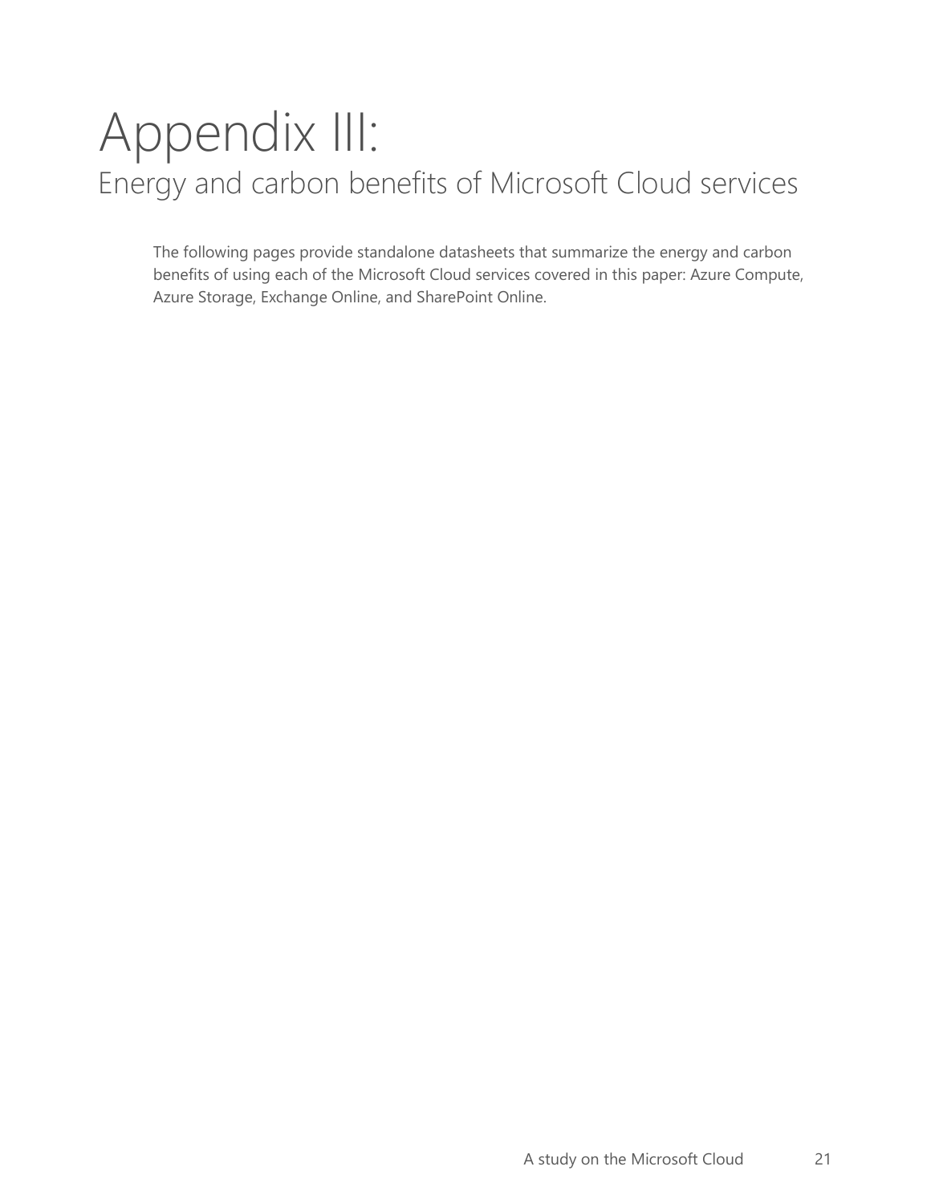# Appendix III:

## Energy and carbon benefits of Microsoft Cloud services

The following pages provide standalone datasheets that summarize the energy and carbon benefits of using each of the Microsoft Cloud services covered in this paper: Azure Compute, Azure Storage, Exchange Online, and SharePoint Online.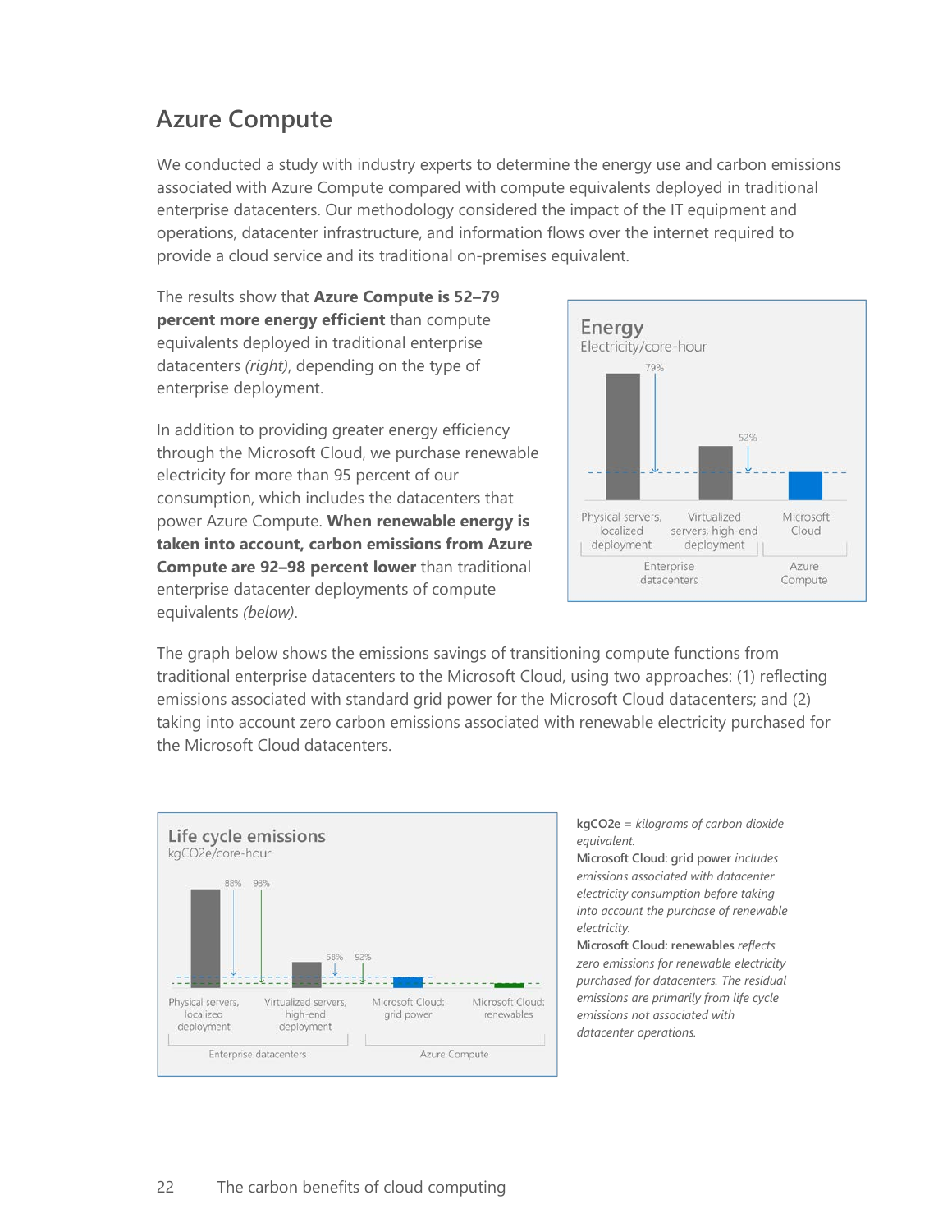## Azure Compute

We conducted a study with industry experts to determine the energy use and carbon emissions associated with Azure Compute compared with compute equivalents deployed in traditional enterprise datacenters. Our methodology considered the impact of the IT equipment and operations, datacenter infrastructure, and information flows over the internet required to provide a cloud service and its traditional on-premises equivalent.

The results show that **Azure Compute is 52–79 percent more energy efficient** than compute equivalents deployed in traditional enterprise datacenters *(right)*, depending on the type of enterprise deployment.

In addition to providing greater energy efficiency through the Microsoft Cloud, we purchase renewable electricity for more than 95 percent of our consumption, which includes the datacenters that power Azure Compute. **When renewable energy is taken into account, carbon emissions from Azure Compute are 92–98 percent lower** than traditional enterprise datacenter deployments of compute equivalents *(below)*.

Energy
Electricity/core-hour

79% | 52%

Physical servers, localized deployment | Virtualized servers, high-end deployment | Microsoft Cloud

Enterprise datacenters | Azure Compute

The graph below shows the emissions savings of transitioning compute functions from traditional enterprise datacenters to the Microsoft Cloud, using two approaches: (1) reflecting emissions associated with standard grid power for the Microsoft Cloud datacenters; and (2) taking into account zero carbon emissions associated with renewable electricity purchased for the Microsoft Cloud datacenters.

Life cycle emissions
kgCO2e/core-hour

88% | 98% | 58% | 92%

Physical servers, localized deployment | Virtualized servers, high-end deployment | Microsoft Cloud: grid power | Microsoft Cloud: renewables

Enterprise datacenters | Azure Compute

**kgCO2e** = *kilograms of carbon dioxide equivalent.*
**Microsoft Cloud: grid power** *includes emissions associated with datacenter electricity consumption before taking into account the purchase of renewable electricity.*
**Microsoft Cloud: renewables** *reflects zero emissions for renewable electricity purchased for datacenters. The residual emissions are primarily from life cycle emissions not associated with datacenter operations.*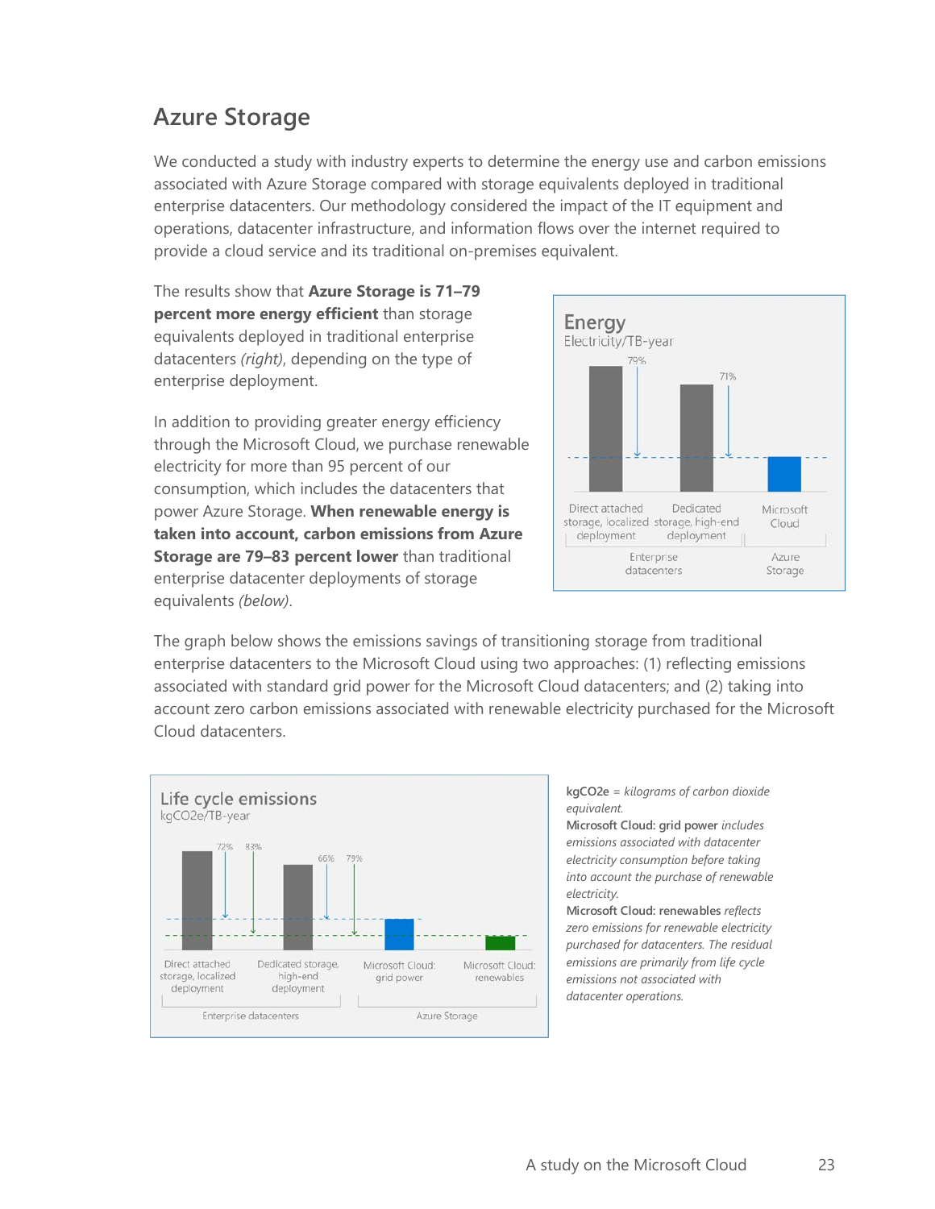## Azure Storage

We conducted a study with industry experts to determine the energy use and carbon emissions associated with Azure Storage compared with storage equivalents deployed in traditional enterprise datacenters. Our methodology considered the impact of the IT equipment and operations, datacenter infrastructure, and information flows over the internet required to provide a cloud service and its traditional on-premises equivalent.

The results show that **Azure Storage is 71–79 percent more energy efficient** than storage equivalents deployed in traditional enterprise datacenters *(right)*, depending on the type of enterprise deployment.

In addition to providing greater energy efficiency through the Microsoft Cloud, we purchase renewable electricity for more than 95 percent of our consumption, which includes the datacenters that power Azure Storage. **When renewable energy is taken into account, carbon emissions from Azure Storage are 79–83 percent lower** than traditional enterprise datacenter deployments of storage equivalents *(below)*.

Energy
Electricity/TB-year

79% 71%

Direct attached storage, localized deployment | Dedicated storage, high-end deployment | Microsoft Cloud

Enterprise datacenters | Azure Storage

The graph below shows the emissions savings of transitioning storage from traditional enterprise datacenters to the Microsoft Cloud using two approaches: (1) reflecting emissions associated with standard grid power for the Microsoft Cloud datacenters; and (2) taking into account zero carbon emissions associated with renewable electricity purchased for the Microsoft Cloud datacenters.

Life cycle emissions
kgCO2e/TB-year

72% 83% 66% 79%

Direct attached storage, localized deployment | Dedicated storage, high-end deployment | Microsoft Cloud: grid power | Microsoft Cloud: renewables

Enterprise datacenters | Azure Storage

**kgCO2e** = *kilograms of carbon dioxide equivalent.*
**Microsoft Cloud: grid power** *includes emissions associated with datacenter electricity consumption before taking into account the purchase of renewable electricity.*
**Microsoft Cloud: renewables** *reflects zero emissions for renewable electricity purchased for datacenters. The residual emissions are primarily from life cycle emissions not associated with datacenter operations.*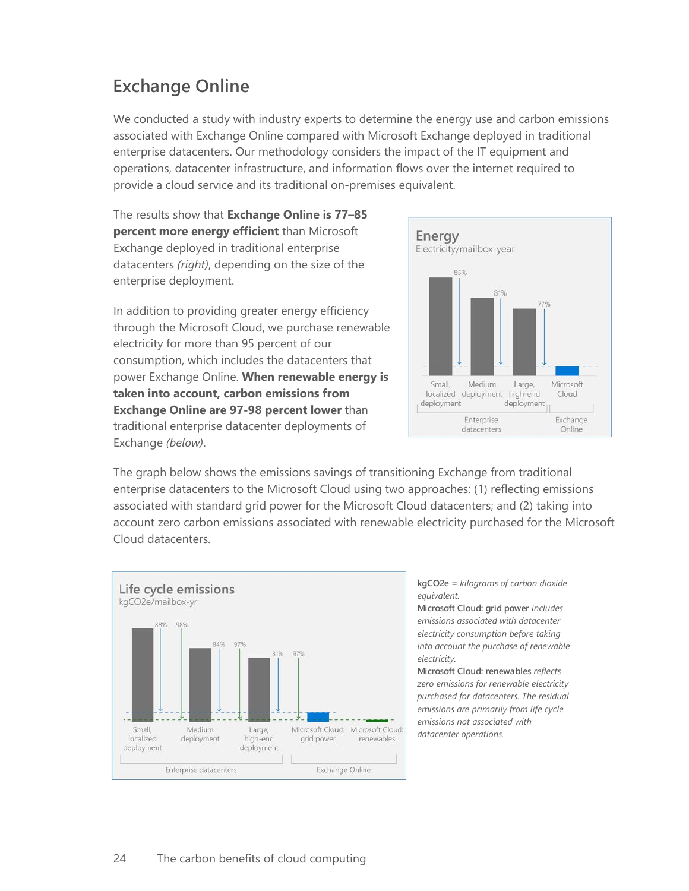## Exchange Online

We conducted a study with industry experts to determine the energy use and carbon emissions associated with Exchange Online compared with Microsoft Exchange deployed in traditional enterprise datacenters. Our methodology considers the impact of the IT equipment and operations, datacenter infrastructure, and information flows over the internet required to provide a cloud service and its traditional on-premises equivalent.

The results show that **Exchange Online is 77–85 percent more energy efficient** than Microsoft Exchange deployed in traditional enterprise datacenters *(right)*, depending on the size of the enterprise deployment.

In addition to providing greater energy efficiency through the Microsoft Cloud, we purchase renewable electricity for more than 95 percent of our consumption, which includes the datacenters that power Exchange Online. **When renewable energy is taken into account, carbon emissions from Exchange Online are 97-98 percent lower** than traditional enterprise datacenter deployments of Exchange *(below)*.

**Energy**
Electricity/mailbox-year

| | Small, localized deployment | Medium deployment | Large, high-end deployment | Microsoft Cloud |
|---|---|---|---|---|
| Group | Enterprise datacenters | Enterprise datacenters | Enterprise datacenters | Exchange Online |
| Reduction | 85% | 81% | 77% | |

The graph below shows the emissions savings of transitioning Exchange from traditional enterprise datacenters to the Microsoft Cloud using two approaches: (1) reflecting emissions associated with standard grid power for the Microsoft Cloud datacenters; and (2) taking into account zero carbon emissions associated with renewable electricity purchased for the Microsoft Cloud datacenters.

**Life cycle emissions**
kgCO2e/mailbox-yr

| | Small, localized deployment | Medium deployment | Large, high-end deployment | Microsoft Cloud: grid power | Microsoft Cloud: renewables |
|---|---|---|---|---|---|
| Group | Enterprise datacenters | Enterprise datacenters | Enterprise datacenters | Exchange Online | Exchange Online |
| Reduction (grid power) | 88% | 84% | 81% | | |
| Reduction (renewables) | 98% | 97% | 97% | | |

**kgCO2e** = *kilograms of carbon dioxide equivalent.*
**Microsoft Cloud: grid power** *includes emissions associated with datacenter electricity consumption before taking into account the purchase of renewable electricity.*
**Microsoft Cloud: renewables** *reflects zero emissions for renewable electricity purchased for datacenters. The residual emissions are primarily from life cycle emissions not associated with datacenter operations.*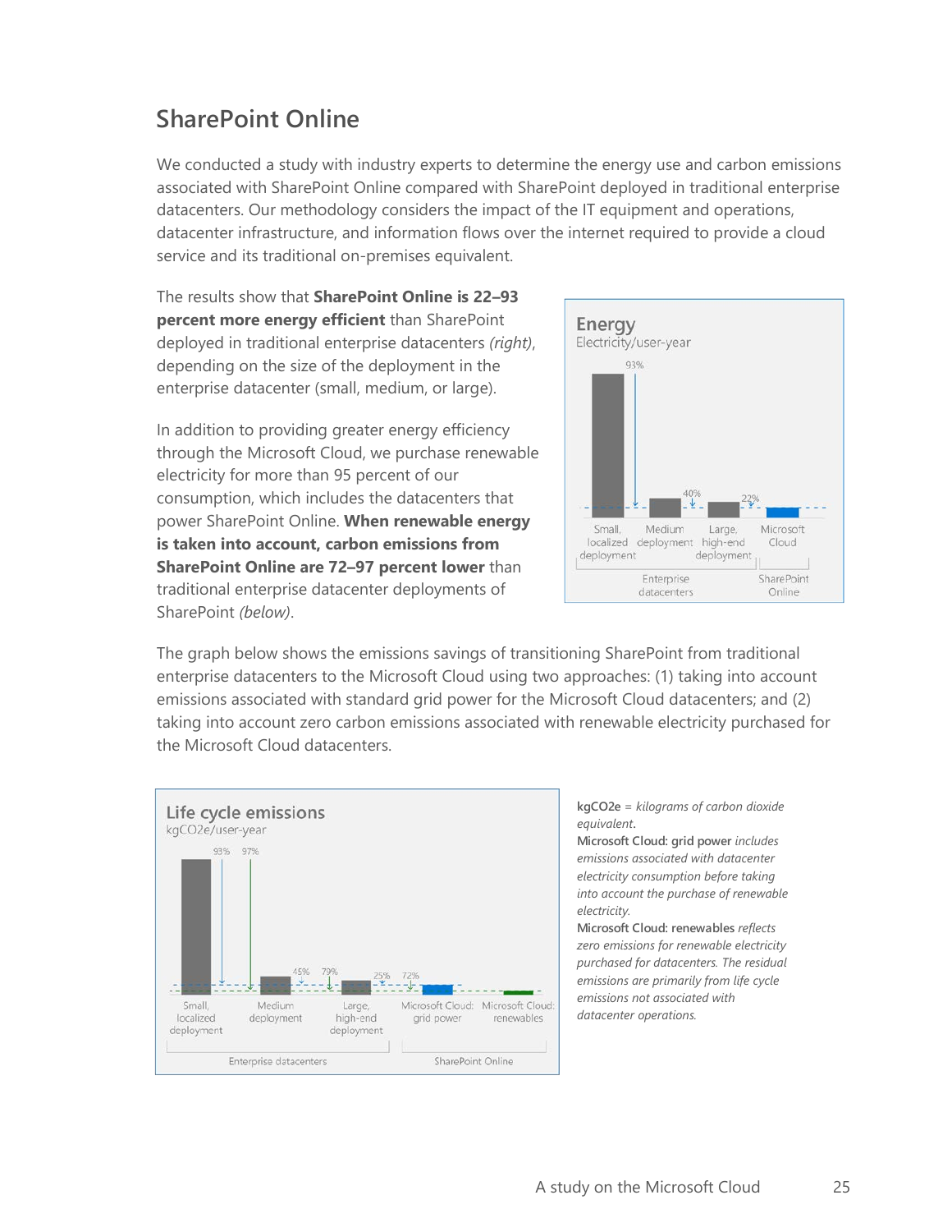## SharePoint Online

We conducted a study with industry experts to determine the energy use and carbon emissions associated with SharePoint Online compared with SharePoint deployed in traditional enterprise datacenters. Our methodology considers the impact of the IT equipment and operations, datacenter infrastructure, and information flows over the internet required to provide a cloud service and its traditional on-premises equivalent.

The results show that **SharePoint Online is 22–93 percent more energy efficient** than SharePoint deployed in traditional enterprise datacenters *(right)*, depending on the size of the deployment in the enterprise datacenter (small, medium, or large).

Energy
Electricity/user-year

93%
40%
22%

Small, localized deployment | Medium deployment | Large, high-end deployment | Microsoft Cloud

Enterprise datacenters | SharePoint Online

In addition to providing greater energy efficiency through the Microsoft Cloud, we purchase renewable electricity for more than 95 percent of our consumption, which includes the datacenters that power SharePoint Online. **When renewable energy is taken into account, carbon emissions from SharePoint Online are 72–97 percent lower** than traditional enterprise datacenter deployments of SharePoint *(below)*.

The graph below shows the emissions savings of transitioning SharePoint from traditional enterprise datacenters to the Microsoft Cloud using two approaches: (1) taking into account emissions associated with standard grid power for the Microsoft Cloud datacenters; and (2) taking into account zero carbon emissions associated with renewable electricity purchased for the Microsoft Cloud datacenters.

Life cycle emissions
kgCO2e/user-year

93% 97%
45% 79%
25% 72%

Small, localized deployment | Medium deployment | Large, high-end deployment | Microsoft Cloud: grid power | Microsoft Cloud: renewables

Enterprise datacenters | SharePoint Online

**kgCO2e** = *kilograms of carbon dioxide equivalent.*
**Microsoft Cloud: grid power** *includes emissions associated with datacenter electricity consumption before taking into account the purchase of renewable electricity.*
**Microsoft Cloud: renewables** *reflects zero emissions for renewable electricity purchased for datacenters. The residual emissions are primarily from life cycle emissions not associated with datacenter operations.*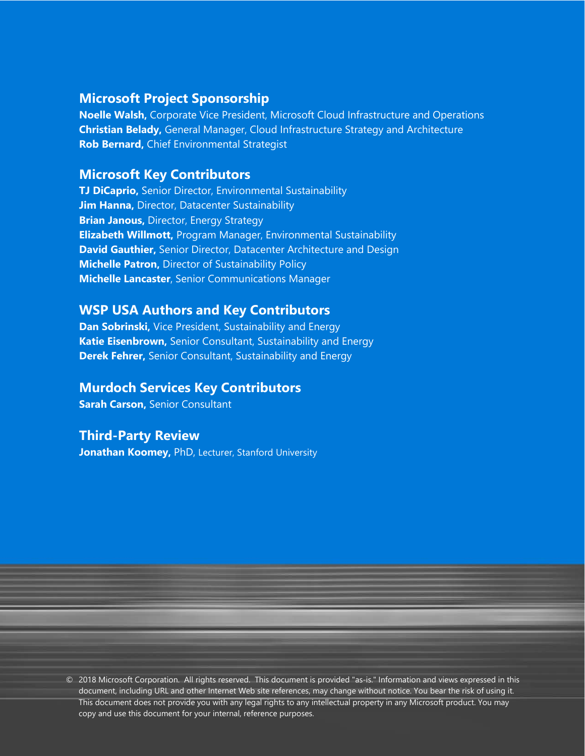## Microsoft Project Sponsorship

**Noelle Walsh,** Corporate Vice President, Microsoft Cloud Infrastructure and Operations
**Christian Belady,** General Manager, Cloud Infrastructure Strategy and Architecture
**Rob Bernard,** Chief Environmental Strategist

## Microsoft Key Contributors

**TJ DiCaprio,** Senior Director, Environmental Sustainability
**Jim Hanna,** Director, Datacenter Sustainability
**Brian Janous,** Director, Energy Strategy
**Elizabeth Willmott,** Program Manager, Environmental Sustainability
**David Gauthier,** Senior Director, Datacenter Architecture and Design
**Michelle Patron,** Director of Sustainability Policy
**Michelle Lancaster**, Senior Communications Manager

## WSP USA Authors and Key Contributors

**Dan Sobrinski,** Vice President, Sustainability and Energy
**Katie Eisenbrown,** Senior Consultant, Sustainability and Energy
**Derek Fehrer,** Senior Consultant, Sustainability and Energy

## Murdoch Services Key Contributors

**Sarah Carson,** Senior Consultant

## Third-Party Review

**Jonathan Koomey,** PhD, Lecturer, Stanford University

© 2018 Microsoft Corporation. All rights reserved. This document is provided "as-is." Information and views expressed in this document, including URL and other Internet Web site references, may change without notice. You bear the risk of using it. This document does not provide you with any legal rights to any intellectual property in any Microsoft product. You may copy and use this document for your internal, reference purposes.